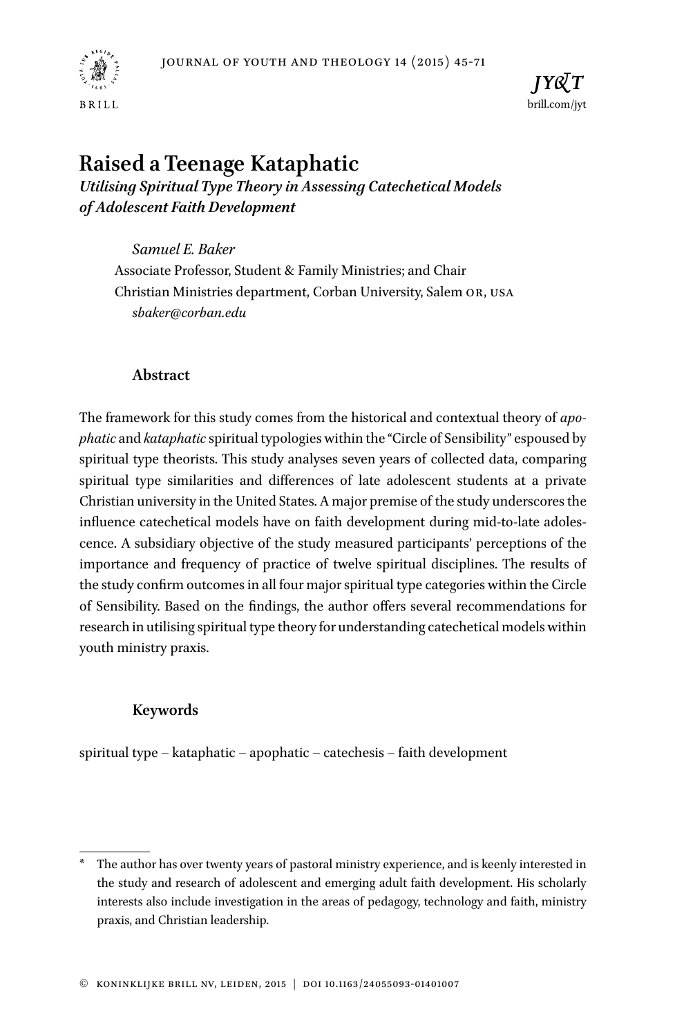# Raised a Teenage Kataphatic

*Utilising Spiritual Type Theory in Assessing Catechetical Models of Adolescent Faith Development*

*Samuel E. Baker*
Associate Professor, Student & Family Ministries; and Chair Christian Ministries department, Corban University, Salem OR, USA
*sbaker@corban.edu*

## Abstract

The framework for this study comes from the historical and contextual theory of *apophatic* and *kataphatic* spiritual typologies within the "Circle of Sensibility" espoused by spiritual type theorists. This study analyses seven years of collected data, comparing spiritual type similarities and differences of late adolescent students at a private Christian university in the United States. A major premise of the study underscores the influence catechetical models have on faith development during mid-to-late adolescence. A subsidiary objective of the study measured participants' perceptions of the importance and frequency of practice of twelve spiritual disciplines. The results of the study confirm outcomes in all four major spiritual type categories within the Circle of Sensibility. Based on the findings, the author offers several recommendations for research in utilising spiritual type theory for understanding catechetical models within youth ministry praxis.

## Keywords

spiritual type – kataphatic – apophatic – catechesis – faith development

---

\* The author has over twenty years of pastoral ministry experience, and is keenly interested in the study and research of adolescent and emerging adult faith development. His scholarly interests also include investigation in the areas of pedagogy, technology and faith, ministry praxis, and Christian leadership.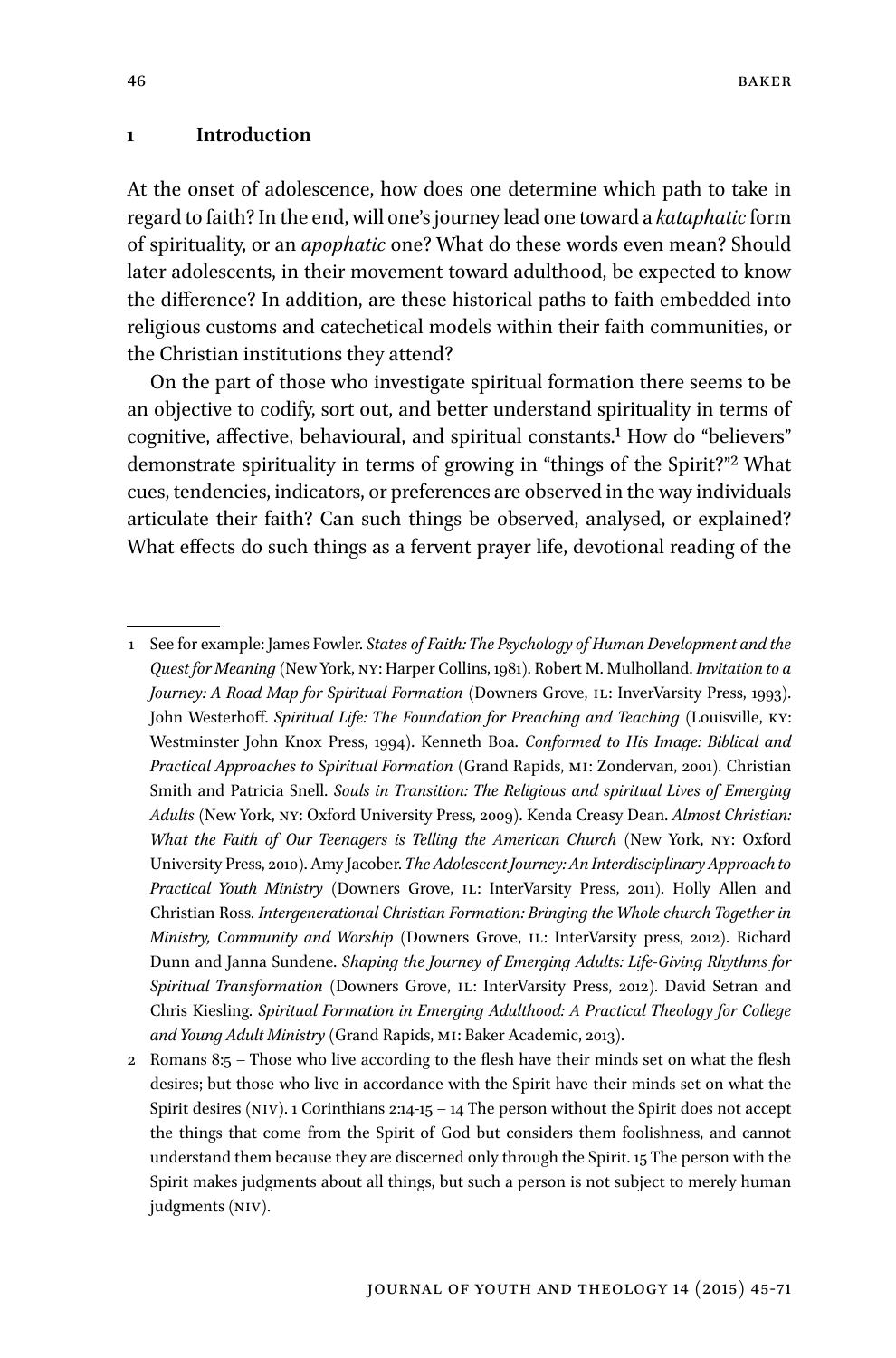## 1 Introduction

At the onset of adolescence, how does one determine which path to take in regard to faith? In the end, will one's journey lead one toward a *kataphatic* form of spirituality, or an *apophatic* one? What do these words even mean? Should later adolescents, in their movement toward adulthood, be expected to know the difference? In addition, are these historical paths to faith embedded into religious customs and catechetical models within their faith communities, or the Christian institutions they attend?

On the part of those who investigate spiritual formation there seems to be an objective to codify, sort out, and better understand spirituality in terms of cognitive, affective, behavioural, and spiritual constants.[1] How do "believers" demonstrate spirituality in terms of growing in "things of the Spirit?"[2] What cues, tendencies, indicators, or preferences are observed in the way individuals articulate their faith? Can such things be observed, analysed, or explained? What effects do such things as a fervent prayer life, devotional reading of the

---

1 See for example: James Fowler. *States of Faith: The Psychology of Human Development and the Quest for Meaning* (New York, NY: Harper Collins, 1981). Robert M. Mulholland. *Invitation to a Journey: A Road Map for Spiritual Formation* (Downers Grove, IL: InverVarsity Press, 1993). John Westerhoff. *Spiritual Life: The Foundation for Preaching and Teaching* (Louisville, KY: Westminster John Knox Press, 1994). Kenneth Boa. *Conformed to His Image: Biblical and Practical Approaches to Spiritual Formation* (Grand Rapids, MI: Zondervan, 2001). Christian Smith and Patricia Snell. *Souls in Transition: The Religious and spiritual Lives of Emerging Adults* (New York, NY: Oxford University Press, 2009). Kenda Creasy Dean. *Almost Christian: What the Faith of Our Teenagers is Telling the American Church* (New York, NY: Oxford University Press, 2010). Amy Jacober. *The Adolescent Journey: An Interdisciplinary Approach to Practical Youth Ministry* (Downers Grove, IL: InterVarsity Press, 2011). Holly Allen and Christian Ross. *Intergenerational Christian Formation: Bringing the Whole church Together in Ministry, Community and Worship* (Downers Grove, IL: InterVarsity press, 2012). Richard Dunn and Janna Sundene. *Shaping the Journey of Emerging Adults: Life-Giving Rhythms for Spiritual Transformation* (Downers Grove, IL: InterVarsity Press, 2012). David Setran and Chris Kiesling. *Spiritual Formation in Emerging Adulthood: A Practical Theology for College and Young Adult Ministry* (Grand Rapids, MI: Baker Academic, 2013).

2 Romans 8:5 – Those who live according to the flesh have their minds set on what the flesh desires; but those who live in accordance with the Spirit have their minds set on what the Spirit desires (NIV). 1 Corinthians 2:14-15 – 14 The person without the Spirit does not accept the things that come from the Spirit of God but considers them foolishness, and cannot understand them because they are discerned only through the Spirit. 15 The person with the Spirit makes judgments about all things, but such a person is not subject to merely human judgments (NIV).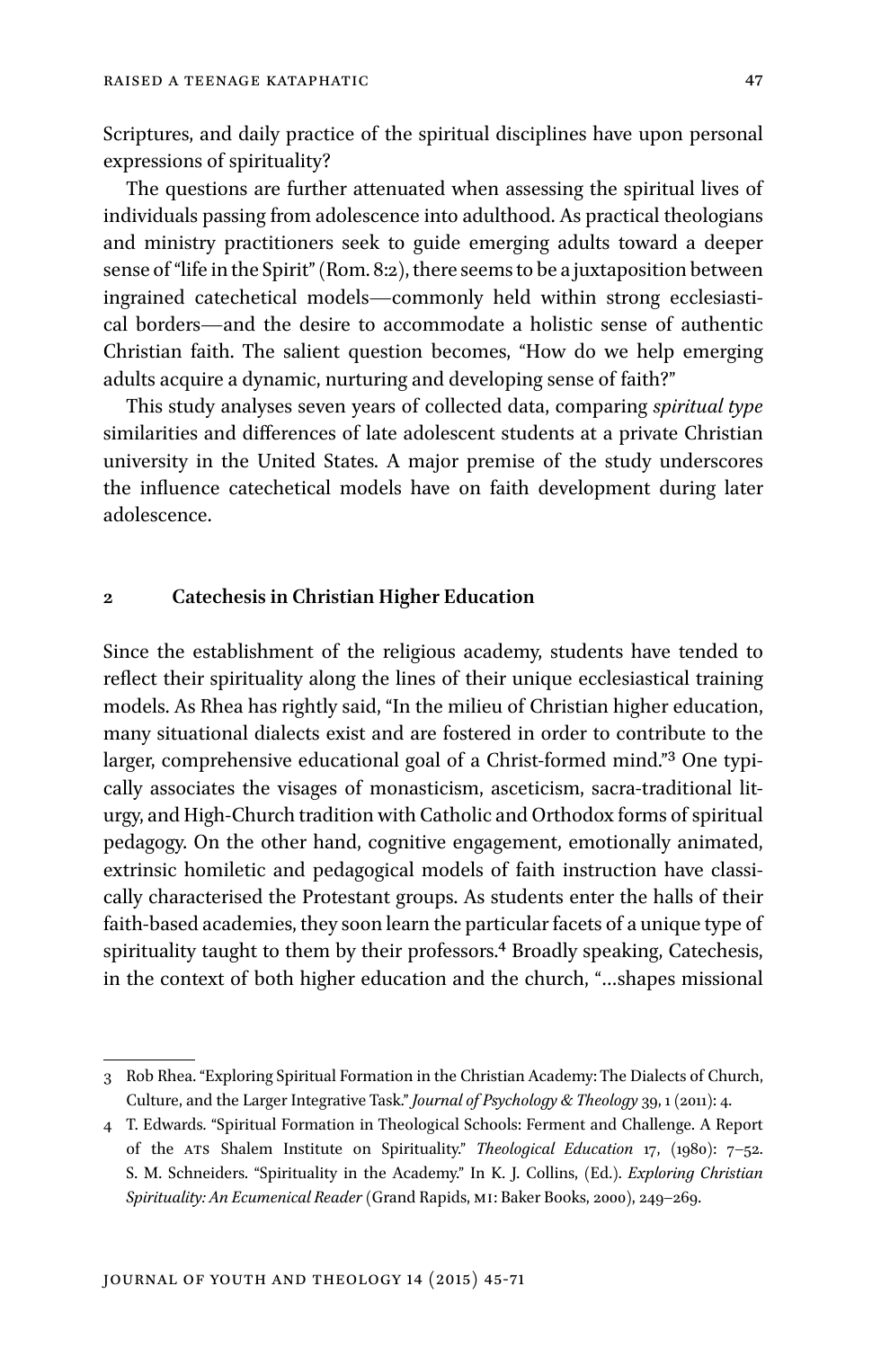Scriptures, and daily practice of the spiritual disciplines have upon personal expressions of spirituality?

The questions are further attenuated when assessing the spiritual lives of individuals passing from adolescence into adulthood. As practical theologians and ministry practitioners seek to guide emerging adults toward a deeper sense of "life in the Spirit" (Rom. 8:2), there seems to be a juxtaposition between ingrained catechetical models—commonly held within strong ecclesiastical borders—and the desire to accommodate a holistic sense of authentic Christian faith. The salient question becomes, "How do we help emerging adults acquire a dynamic, nurturing and developing sense of faith?"

This study analyses seven years of collected data, comparing *spiritual type* similarities and differences of late adolescent students at a private Christian university in the United States. A major premise of the study underscores the influence catechetical models have on faith development during later adolescence.

## 2 Catechesis in Christian Higher Education

Since the establishment of the religious academy, students have tended to reflect their spirituality along the lines of their unique ecclesiastical training models. As Rhea has rightly said, "In the milieu of Christian higher education, many situational dialects exist and are fostered in order to contribute to the larger, comprehensive educational goal of a Christ-formed mind."[3] One typically associates the visages of monasticism, asceticism, sacra-traditional liturgy, and High-Church tradition with Catholic and Orthodox forms of spiritual pedagogy. On the other hand, cognitive engagement, emotionally animated, extrinsic homiletic and pedagogical models of faith instruction have classically characterised the Protestant groups. As students enter the halls of their faith-based academies, they soon learn the particular facets of a unique type of spirituality taught to them by their professors.[4] Broadly speaking, Catechesis, in the context of both higher education and the church, "…shapes missional

---

3 Rob Rhea. "Exploring Spiritual Formation in the Christian Academy: The Dialects of Church, Culture, and the Larger Integrative Task." *Journal of Psychology & Theology* 39, 1 (2011): 4.

4 T. Edwards. "Spiritual Formation in Theological Schools: Ferment and Challenge. A Report of the ATS Shalem Institute on Spirituality." *Theological Education* 17, (1980): 7–52. S. M. Schneiders. "Spirituality in the Academy." In K. J. Collins, (Ed.). *Exploring Christian Spirituality: An Ecumenical Reader* (Grand Rapids, MI: Baker Books, 2000), 249–269.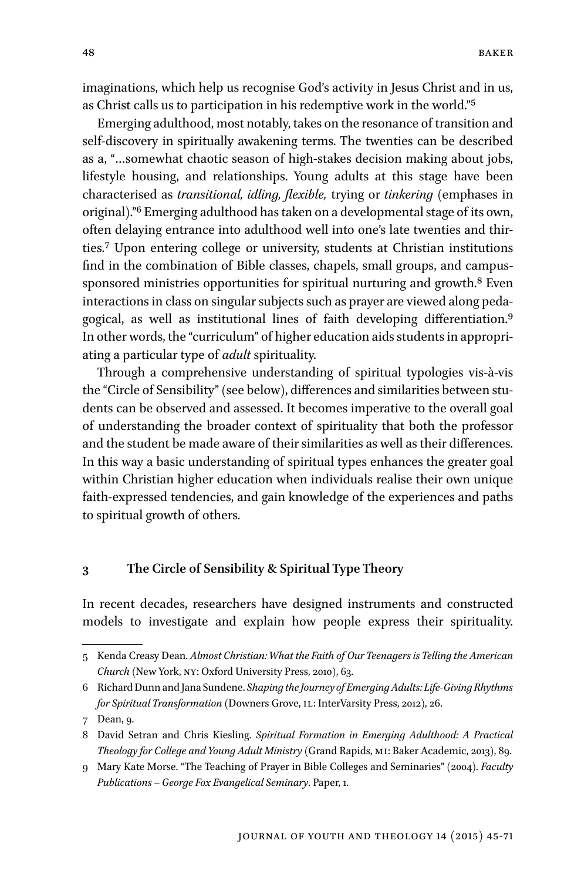imaginations, which help us recognise God's activity in Jesus Christ and in us, as Christ calls us to participation in his redemptive work in the world."[5]

Emerging adulthood, most notably, takes on the resonance of transition and self-discovery in spiritually awakening terms. The twenties can be described as a, "…somewhat chaotic season of high-stakes decision making about jobs, lifestyle housing, and relationships. Young adults at this stage have been characterised as *transitional, idling, flexible,* trying or *tinkering* (emphases in original)."[6] Emerging adulthood has taken on a developmental stage of its own, often delaying entrance into adulthood well into one's late twenties and thirties.[7] Upon entering college or university, students at Christian institutions find in the combination of Bible classes, chapels, small groups, and campus-sponsored ministries opportunities for spiritual nurturing and growth.[8] Even interactions in class on singular subjects such as prayer are viewed along pedagogical, as well as institutional lines of faith developing differentiation.[9] In other words, the "curriculum" of higher education aids students in appropriating a particular type of *adult* spirituality.

Through a comprehensive understanding of spiritual typologies vis-à-vis the "Circle of Sensibility" (see below), differences and similarities between students can be observed and assessed. It becomes imperative to the overall goal of understanding the broader context of spirituality that both the professor and the student be made aware of their similarities as well as their differences. In this way a basic understanding of spiritual types enhances the greater goal within Christian higher education when individuals realise their own unique faith-expressed tendencies, and gain knowledge of the experiences and paths to spiritual growth of others.

## 3 The Circle of Sensibility & Spiritual Type Theory

In recent decades, researchers have designed instruments and constructed models to investigate and explain how people express their spirituality.

---

5 Kenda Creasy Dean. *Almost Christian: What the Faith of Our Teenagers is Telling the American Church* (New York, NY: Oxford University Press, 2010), 63.

6 Richard Dunn and Jana Sundene. *Shaping the Journey of Emerging Adults: Life-Giving Rhythms for Spiritual Transformation* (Downers Grove, IL: InterVarsity Press, 2012), 26.

7 Dean, 9.

8 David Setran and Chris Kiesling. *Spiritual Formation in Emerging Adulthood: A Practical Theology for College and Young Adult Ministry* (Grand Rapids, MI: Baker Academic, 2013), 89.

9 Mary Kate Morse. "The Teaching of Prayer in Bible Colleges and Seminaries" (2004). *Faculty Publications – George Fox Evangelical Seminary*. Paper, 1.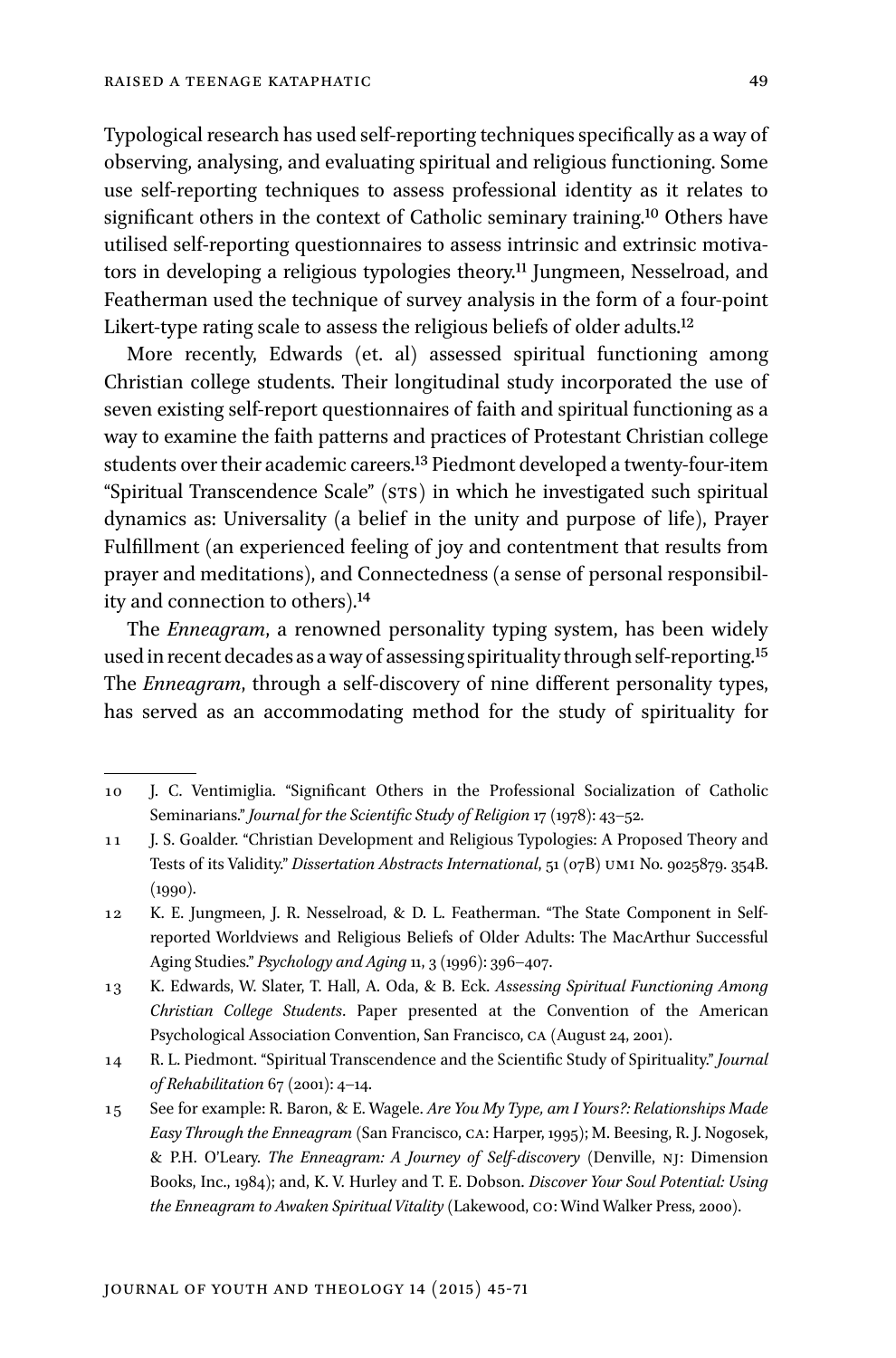Typological research has used self-reporting techniques specifically as a way of observing, analysing, and evaluating spiritual and religious functioning. Some use self-reporting techniques to assess professional identity as it relates to significant others in the context of Catholic seminary training.[10] Others have utilised self-reporting questionnaires to assess intrinsic and extrinsic motivators in developing a religious typologies theory.[11] Jungmeen, Nesselroad, and Featherman used the technique of survey analysis in the form of a four-point Likert-type rating scale to assess the religious beliefs of older adults.[12]

More recently, Edwards (et. al) assessed spiritual functioning among Christian college students. Their longitudinal study incorporated the use of seven existing self-report questionnaires of faith and spiritual functioning as a way to examine the faith patterns and practices of Protestant Christian college students over their academic careers.[13] Piedmont developed a twenty-four-item "Spiritual Transcendence Scale" (STS) in which he investigated such spiritual dynamics as: Universality (a belief in the unity and purpose of life), Prayer Fulfillment (an experienced feeling of joy and contentment that results from prayer and meditations), and Connectedness (a sense of personal responsibility and connection to others).[14]

The *Enneagram*, a renowned personality typing system, has been widely used in recent decades as a way of assessing spirituality through self-reporting.[15] The *Enneagram*, through a self-discovery of nine different personality types, has served as an accommodating method for the study of spirituality for

---

10 J. C. Ventimiglia. "Significant Others in the Professional Socialization of Catholic Seminarians." *Journal for the Scientific Study of Religion* 17 (1978): 43–52.

11 J. S. Goalder. "Christian Development and Religious Typologies: A Proposed Theory and Tests of its Validity." *Dissertation Abstracts International*, 51 (07B) UMI No. 9025879. 354B. (1990).

12 K. E. Jungmeen, J. R. Nesselroad, & D. L. Featherman. "The State Component in Self-reported Worldviews and Religious Beliefs of Older Adults: The MacArthur Successful Aging Studies." *Psychology and Aging* 11, 3 (1996): 396–407.

13 K. Edwards, W. Slater, T. Hall, A. Oda, & B. Eck. *Assessing Spiritual Functioning Among Christian College Students*. Paper presented at the Convention of the American Psychological Association Convention, San Francisco, CA (August 24, 2001).

14 R. L. Piedmont. "Spiritual Transcendence and the Scientific Study of Spirituality." *Journal of Rehabilitation* 67 (2001): 4–14.

15 See for example: R. Baron, & E. Wagele. *Are You My Type, am I Yours?: Relationships Made Easy Through the Enneagram* (San Francisco, CA: Harper, 1995); M. Beesing, R. J. Nogosek, & P.H. O'Leary. *The Enneagram: A Journey of Self-discovery* (Denville, NJ: Dimension Books, Inc., 1984); and, K. V. Hurley and T. E. Dobson. *Discover Your Soul Potential: Using the Enneagram to Awaken Spiritual Vitality* (Lakewood, CO: Wind Walker Press, 2000).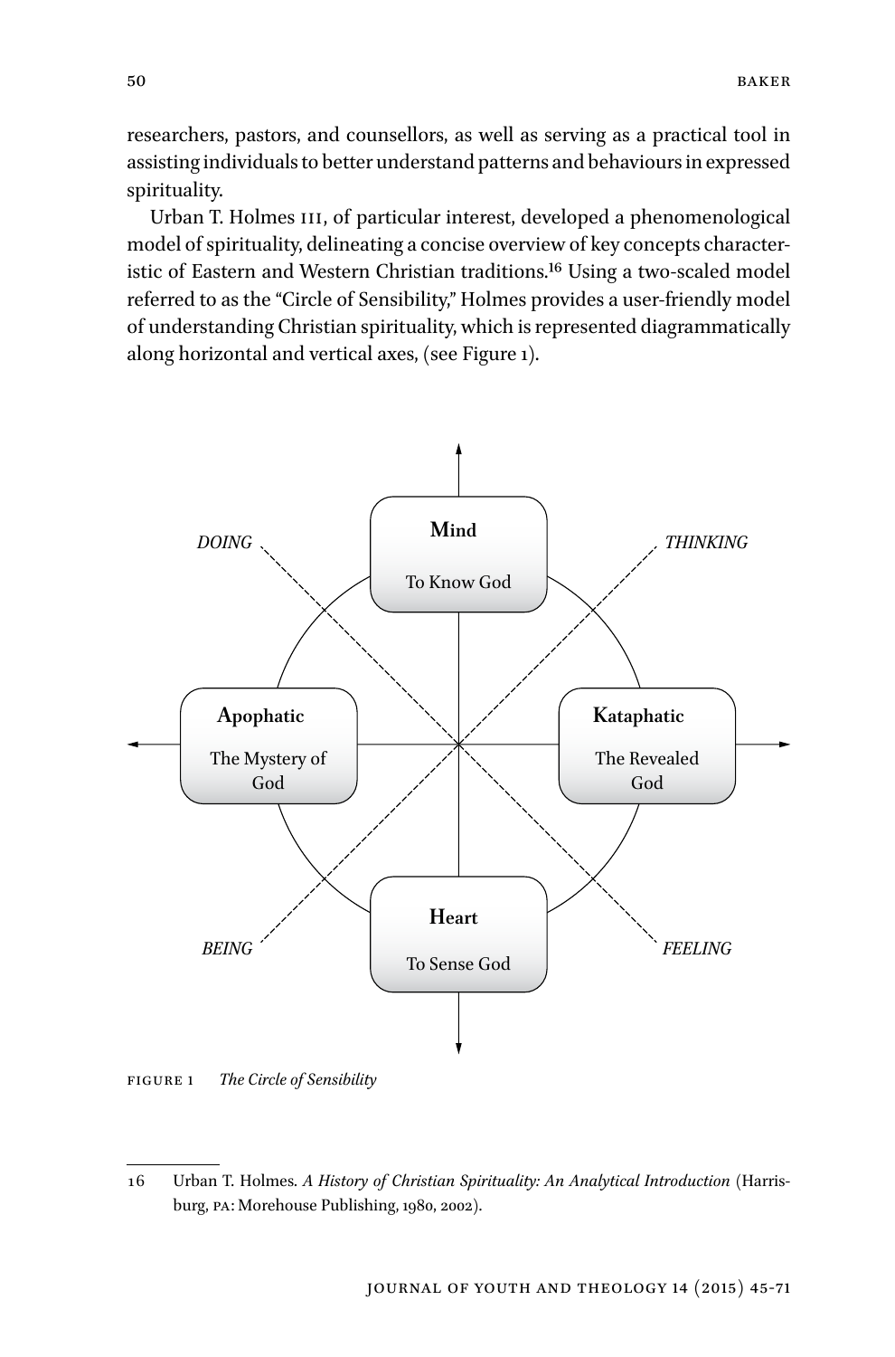researchers, pastors, and counsellors, as well as serving as a practical tool in assisting individuals to better understand patterns and behaviours in expressed spirituality.

Urban T. Holmes III, of particular interest, developed a phenomenological model of spirituality, delineating a concise overview of key concepts characteristic of Eastern and Western Christian traditions.[16] Using a two-scaled model referred to as the "Circle of Sensibility," Holmes provides a user-friendly model of understanding Christian spirituality, which is represented diagrammatically along horizontal and vertical axes, (see Figure 1).

DOING — **Mind** To Know God — THINKING

**Apophatic** The Mystery of God — **Kataphatic** The Revealed God

BEING — **Heart** To Sense God — FEELING

FIGURE 1 *The Circle of Sensibility*

---

16 Urban T. Holmes. *A History of Christian Spirituality: An Analytical Introduction* (Harrisburg, PA: Morehouse Publishing, 1980, 2002).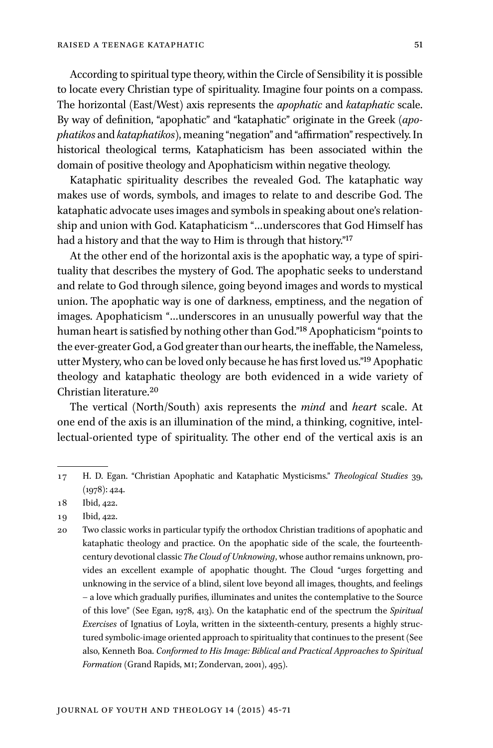According to spiritual type theory, within the Circle of Sensibility it is possible to locate every Christian type of spirituality. Imagine four points on a compass. The horizontal (East/West) axis represents the *apophatic* and *kataphatic* scale. By way of definition, "apophatic" and "kataphatic" originate in the Greek (*apophatikos* and *kataphatikos*), meaning "negation" and "affirmation" respectively. In historical theological terms, Kataphaticism has been associated within the domain of positive theology and Apophaticism within negative theology.

Kataphatic spirituality describes the revealed God. The kataphatic way makes use of words, symbols, and images to relate to and describe God. The kataphatic advocate uses images and symbols in speaking about one's relationship and union with God. Kataphaticism "…underscores that God Himself has had a history and that the way to Him is through that history."[17]

At the other end of the horizontal axis is the apophatic way, a type of spirituality that describes the mystery of God. The apophatic seeks to understand and relate to God through silence, going beyond images and words to mystical union. The apophatic way is one of darkness, emptiness, and the negation of images. Apophaticism "…underscores in an unusually powerful way that the human heart is satisfied by nothing other than God."[18] Apophaticism "points to the ever-greater God, a God greater than our hearts, the ineffable, the Nameless, utter Mystery, who can be loved only because he has first loved us."[19] Apophatic theology and kataphatic theology are both evidenced in a wide variety of Christian literature.[20]

The vertical (North/South) axis represents the *mind* and *heart* scale. At one end of the axis is an illumination of the mind, a thinking, cognitive, intellectual-oriented type of spirituality. The other end of the vertical axis is an

---

17 H. D. Egan. "Christian Apophatic and Kataphatic Mysticisms." *Theological Studies* 39, (1978): 424.

18 Ibid, 422.

19 Ibid, 422.

20 Two classic works in particular typify the orthodox Christian traditions of apophatic and kataphatic theology and practice. On the apophatic side of the scale, the fourteenth-century devotional classic *The Cloud of Unknowing*, whose author remains unknown, provides an excellent example of apophatic thought. The Cloud "urges forgetting and unknowing in the service of a blind, silent love beyond all images, thoughts, and feelings – a love which gradually purifies, illuminates and unites the contemplative to the Source of this love" (See Egan, 1978, 413). On the kataphatic end of the spectrum the *Spiritual Exercises* of Ignatius of Loyla, written in the sixteenth-century, presents a highly structured symbolic-image oriented approach to spirituality that continues to the present (See also, Kenneth Boa. *Conformed to His Image: Biblical and Practical Approaches to Spiritual Formation* (Grand Rapids, MI; Zondervan, 2001), 495).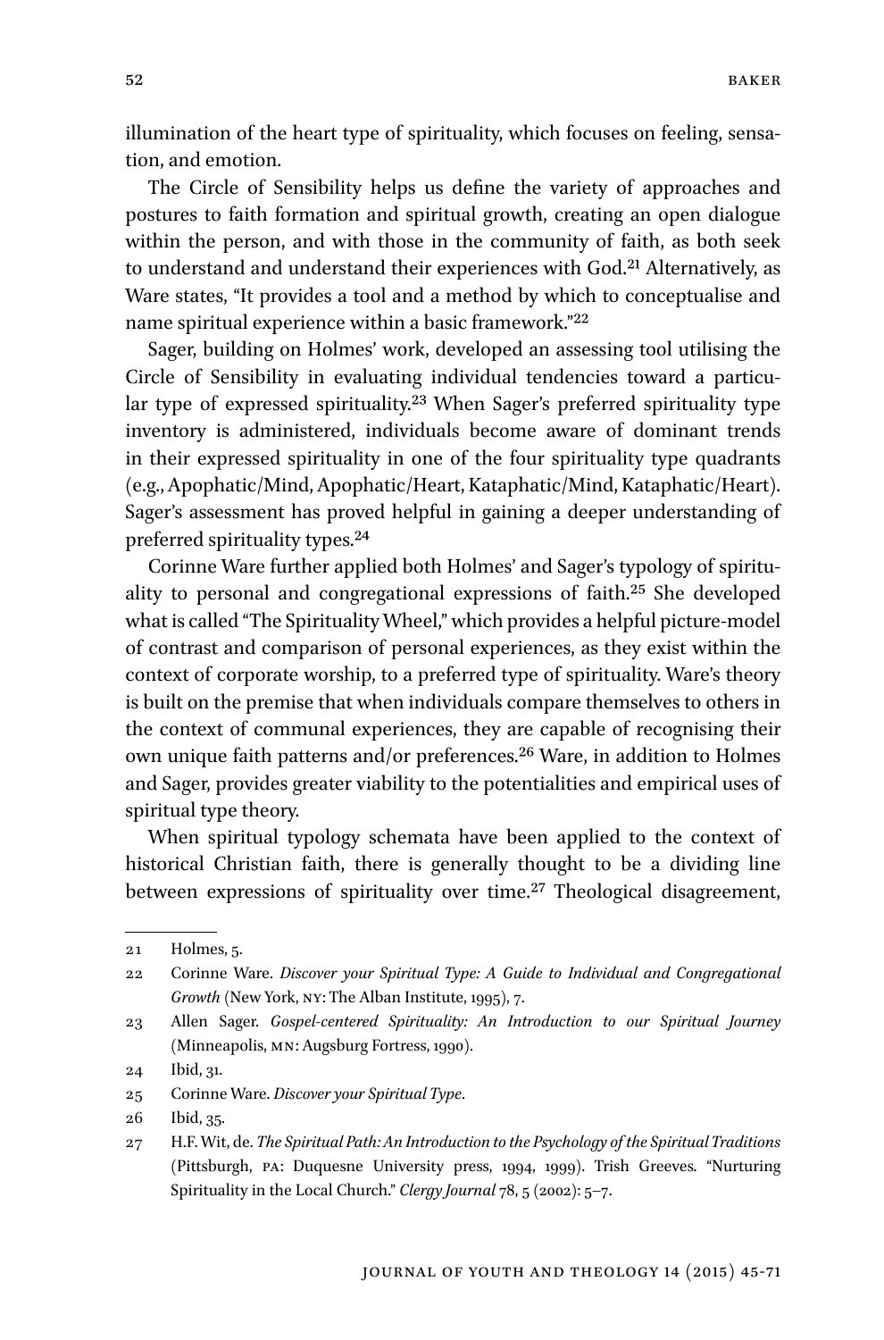illumination of the heart type of spirituality, which focuses on feeling, sensation, and emotion.

The Circle of Sensibility helps us define the variety of approaches and postures to faith formation and spiritual growth, creating an open dialogue within the person, and with those in the community of faith, as both seek to understand and understand their experiences with God.[21] Alternatively, as Ware states, "It provides a tool and a method by which to conceptualise and name spiritual experience within a basic framework."[22]

Sager, building on Holmes' work, developed an assessing tool utilising the Circle of Sensibility in evaluating individual tendencies toward a particular type of expressed spirituality.[23] When Sager's preferred spirituality type inventory is administered, individuals become aware of dominant trends in their expressed spirituality in one of the four spirituality type quadrants (e.g., Apophatic/Mind, Apophatic/Heart, Kataphatic/Mind, Kataphatic/Heart). Sager's assessment has proved helpful in gaining a deeper understanding of preferred spirituality types.[24]

Corinne Ware further applied both Holmes' and Sager's typology of spirituality to personal and congregational expressions of faith.[25] She developed what is called "The Spirituality Wheel," which provides a helpful picture-model of contrast and comparison of personal experiences, as they exist within the context of corporate worship, to a preferred type of spirituality. Ware's theory is built on the premise that when individuals compare themselves to others in the context of communal experiences, they are capable of recognising their own unique faith patterns and/or preferences.[26] Ware, in addition to Holmes and Sager, provides greater viability to the potentialities and empirical uses of spiritual type theory.

When spiritual typology schemata have been applied to the context of historical Christian faith, there is generally thought to be a dividing line between expressions of spirituality over time.[27] Theological disagreement,

---

21 Holmes, 5.

22 Corinne Ware. *Discover your Spiritual Type: A Guide to Individual and Congregational Growth* (New York, NY: The Alban Institute, 1995), 7.

23 Allen Sager. *Gospel-centered Spirituality: An Introduction to our Spiritual Journey* (Minneapolis, MN: Augsburg Fortress, 1990).

24 Ibid, 31.

25 Corinne Ware. *Discover your Spiritual Type*.

26 Ibid, 35.

27 H.F. Wit, de. *The Spiritual Path: An Introduction to the Psychology of the Spiritual Traditions* (Pittsburgh, PA: Duquesne University press, 1994, 1999). Trish Greeves. "Nurturing Spirituality in the Local Church." *Clergy Journal* 78, 5 (2002): 5–7.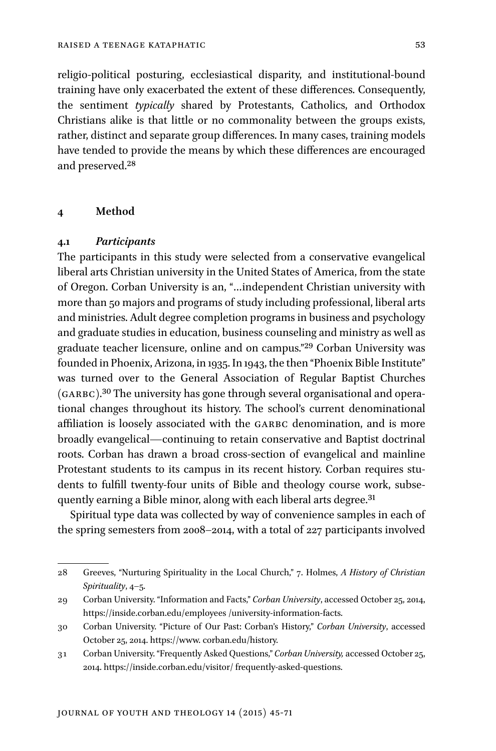religio-political posturing, ecclesiastical disparity, and institutional-bound training have only exacerbated the extent of these differences. Consequently, the sentiment *typically* shared by Protestants, Catholics, and Orthodox Christians alike is that little or no commonality between the groups exists, rather, distinct and separate group differences. In many cases, training models have tended to provide the means by which these differences are encouraged and preserved.[28]

## 4 Method

### 4.1 *Participants*

The participants in this study were selected from a conservative evangelical liberal arts Christian university in the United States of America, from the state of Oregon. Corban University is an, "…independent Christian university with more than 50 majors and programs of study including professional, liberal arts and ministries. Adult degree completion programs in business and psychology and graduate studies in education, business counseling and ministry as well as graduate teacher licensure, online and on campus."[29] Corban University was founded in Phoenix, Arizona, in 1935. In 1943, the then "Phoenix Bible Institute" was turned over to the General Association of Regular Baptist Churches (GARBC).[30] The university has gone through several organisational and operational changes throughout its history. The school's current denominational affiliation is loosely associated with the GARBC denomination, and is more broadly evangelical—continuing to retain conservative and Baptist doctrinal roots. Corban has drawn a broad cross-section of evangelical and mainline Protestant students to its campus in its recent history. Corban requires students to fulfill twenty-four units of Bible and theology course work, subsequently earning a Bible minor, along with each liberal arts degree.[31]

Spiritual type data was collected by way of convenience samples in each of the spring semesters from 2008–2014, with a total of 227 participants involved

---

28 Greeves, "Nurturing Spirituality in the Local Church," 7. Holmes, *A History of Christian Spirituality*, 4–5.

29 Corban University. "Information and Facts," *Corban University*, accessed October 25, 2014, https://inside.corban.edu/employees /university-information-facts.

30 Corban University. "Picture of Our Past: Corban's History," *Corban University*, accessed October 25, 2014. https://www. corban.edu/history.

31 Corban University. "Frequently Asked Questions," *Corban University,* accessed October 25, 2014. https://inside.corban.edu/visitor/ frequently-asked-questions.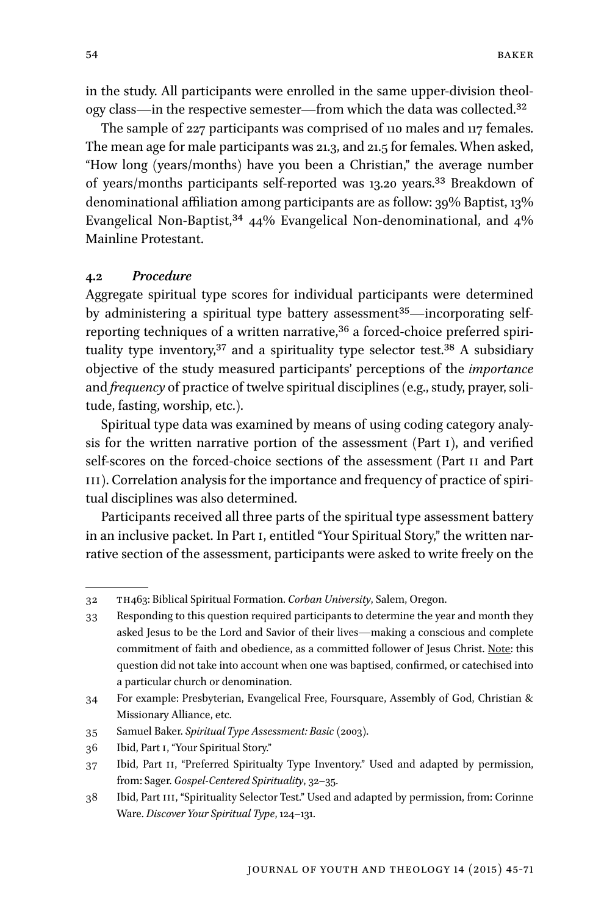in the study. All participants were enrolled in the same upper-division theology class—in the respective semester—from which the data was collected.[32]

The sample of 227 participants was comprised of 110 males and 117 females. The mean age for male participants was 21.3, and 21.5 for females. When asked, "How long (years/months) have you been a Christian," the average number of years/months participants self-reported was 13.20 years.[33] Breakdown of denominational affiliation among participants are as follow: 39% Baptist, 13% Evangelical Non-Baptist,[34] 44% Evangelical Non-denominational, and 4% Mainline Protestant.

### 4.2 *Procedure*

Aggregate spiritual type scores for individual participants were determined by administering a spiritual type battery assessment[35]—incorporating self-reporting techniques of a written narrative,[36] a forced-choice preferred spirituality type inventory,[37] and a spirituality type selector test.[38] A subsidiary objective of the study measured participants' perceptions of the *importance* and *frequency* of practice of twelve spiritual disciplines (e.g., study, prayer, solitude, fasting, worship, etc.).

Spiritual type data was examined by means of using coding category analysis for the written narrative portion of the assessment (Part I), and verified self-scores on the forced-choice sections of the assessment (Part II and Part III). Correlation analysis for the importance and frequency of practice of spiritual disciplines was also determined.

Participants received all three parts of the spiritual type assessment battery in an inclusive packet. In Part I, entitled "Your Spiritual Story," the written narrative section of the assessment, participants were asked to write freely on the

---

32 TH463: Biblical Spiritual Formation. *Corban University*, Salem, Oregon.

33 Responding to this question required participants to determine the year and month they asked Jesus to be the Lord and Savior of their lives—making a conscious and complete commitment of faith and obedience, as a committed follower of Jesus Christ. Note: this question did not take into account when one was baptised, confirmed, or catechised into a particular church or denomination.

34 For example: Presbyterian, Evangelical Free, Foursquare, Assembly of God, Christian & Missionary Alliance, etc.

35 Samuel Baker. *Spiritual Type Assessment: Basic* (2003).

36 Ibid, Part I, "Your Spiritual Story."

37 Ibid, Part II, "Preferred Spiritualty Type Inventory." Used and adapted by permission, from: Sager. *Gospel-Centered Spirituality*, 32–35.

38 Ibid, Part III, "Spirituality Selector Test." Used and adapted by permission, from: Corinne Ware. *Discover Your Spiritual Type*, 124–131.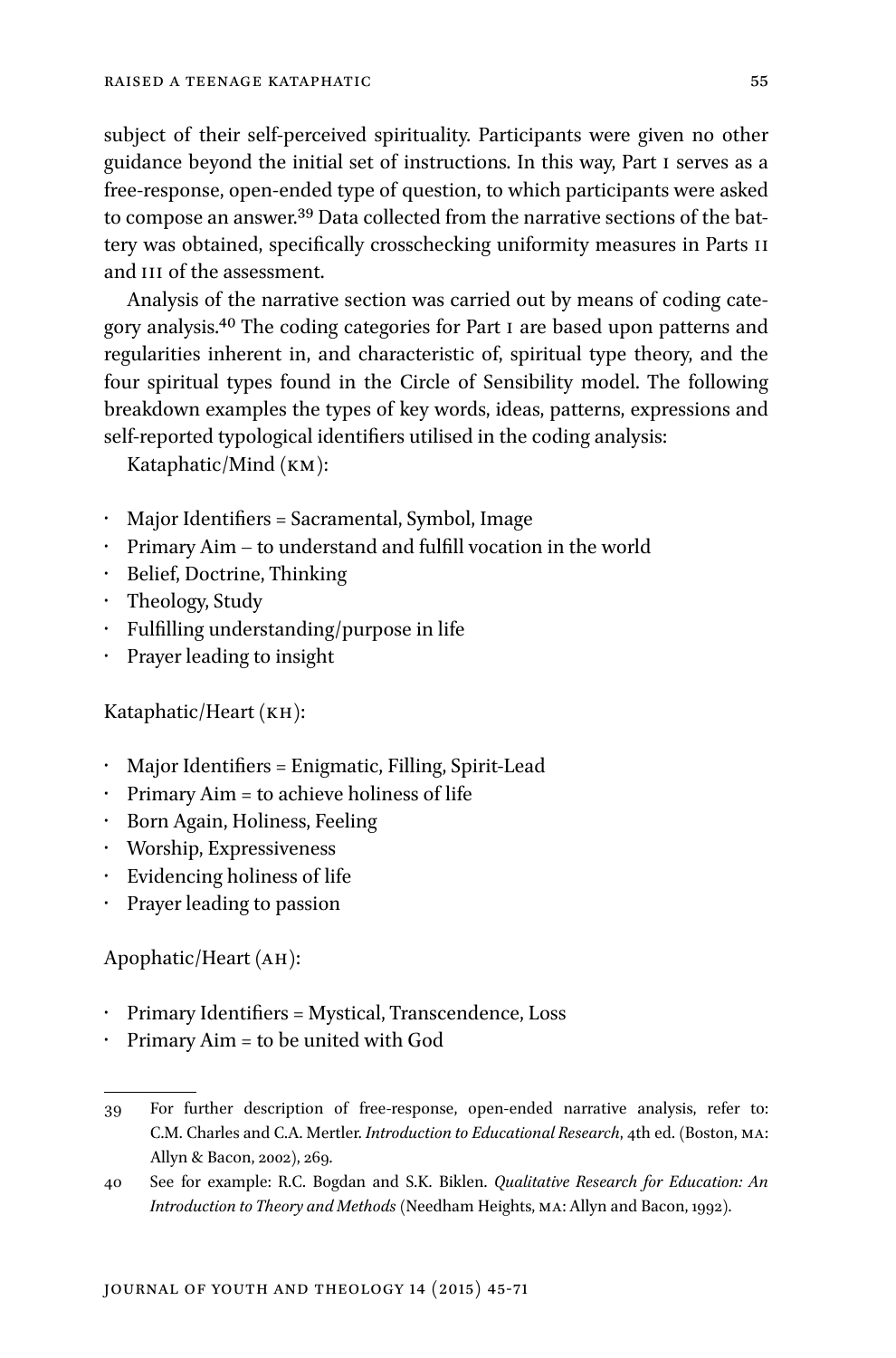subject of their self-perceived spirituality. Participants were given no other guidance beyond the initial set of instructions. In this way, Part I serves as a free-response, open-ended type of question, to which participants were asked to compose an answer.[39] Data collected from the narrative sections of the battery was obtained, specifically crosschecking uniformity measures in Parts II and III of the assessment.

Analysis of the narrative section was carried out by means of coding category analysis.[40] The coding categories for Part I are based upon patterns and regularities inherent in, and characteristic of, spiritual type theory, and the four spiritual types found in the Circle of Sensibility model. The following breakdown examples the types of key words, ideas, patterns, expressions and self-reported typological identifiers utilised in the coding analysis:

Kataphatic/Mind (KM):

- Major Identifiers = Sacramental, Symbol, Image
- Primary Aim – to understand and fulfill vocation in the world
- Belief, Doctrine, Thinking
- Theology, Study
- Fulfilling understanding/purpose in life
- Prayer leading to insight

Kataphatic/Heart (KH):

- Major Identifiers = Enigmatic, Filling, Spirit-Lead
- Primary Aim = to achieve holiness of life
- Born Again, Holiness, Feeling
- Worship, Expressiveness
- Evidencing holiness of life
- Prayer leading to passion

Apophatic/Heart (AH):

- Primary Identifiers = Mystical, Transcendence, Loss
- Primary Aim = to be united with God

---

39 For further description of free-response, open-ended narrative analysis, refer to: C.M. Charles and C.A. Mertler. *Introduction to Educational Research*, 4th ed. (Boston, MA: Allyn & Bacon, 2002), 269.

40 See for example: R.C. Bogdan and S.K. Biklen. *Qualitative Research for Education: An Introduction to Theory and Methods* (Needham Heights, MA: Allyn and Bacon, 1992).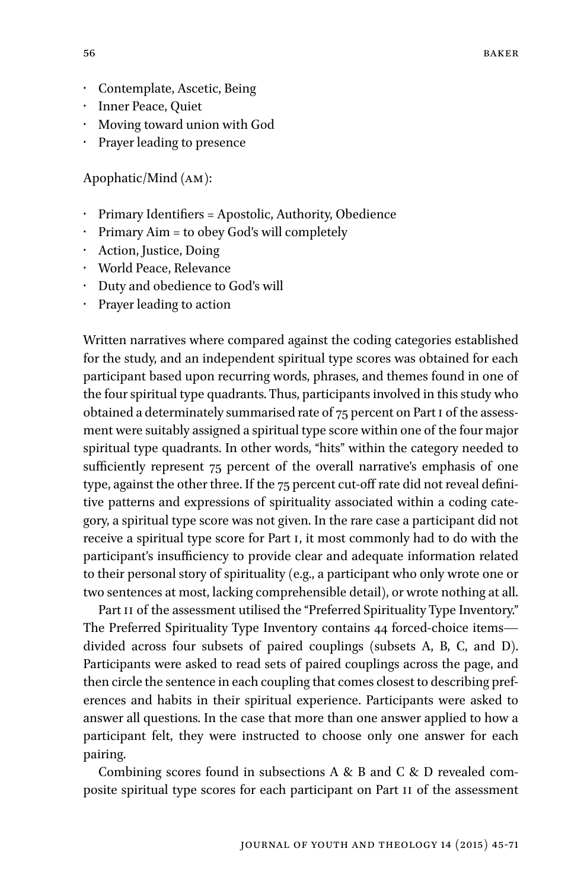- Contemplate, Ascetic, Being
- Inner Peace, Quiet
- Moving toward union with God
- Prayer leading to presence

Apophatic/Mind (AM):

- Primary Identifiers = Apostolic, Authority, Obedience
- Primary Aim = to obey God's will completely
- Action, Justice, Doing
- World Peace, Relevance
- Duty and obedience to God's will
- Prayer leading to action

Written narratives where compared against the coding categories established for the study, and an independent spiritual type scores was obtained for each participant based upon recurring words, phrases, and themes found in one of the four spiritual type quadrants. Thus, participants involved in this study who obtained a determinately summarised rate of 75 percent on Part I of the assessment were suitably assigned a spiritual type score within one of the four major spiritual type quadrants. In other words, "hits" within the category needed to sufficiently represent 75 percent of the overall narrative's emphasis of one type, against the other three. If the 75 percent cut-off rate did not reveal definitive patterns and expressions of spirituality associated within a coding category, a spiritual type score was not given. In the rare case a participant did not receive a spiritual type score for Part I, it most commonly had to do with the participant's insufficiency to provide clear and adequate information related to their personal story of spirituality (e.g., a participant who only wrote one or two sentences at most, lacking comprehensible detail), or wrote nothing at all.

Part II of the assessment utilised the "Preferred Spirituality Type Inventory." The Preferred Spirituality Type Inventory contains 44 forced-choice items—divided across four subsets of paired couplings (subsets A, B, C, and D). Participants were asked to read sets of paired couplings across the page, and then circle the sentence in each coupling that comes closest to describing preferences and habits in their spiritual experience. Participants were asked to answer all questions. In the case that more than one answer applied to how a participant felt, they were instructed to choose only one answer for each pairing.

Combining scores found in subsections A & B and C & D revealed composite spiritual type scores for each participant on Part II of the assessment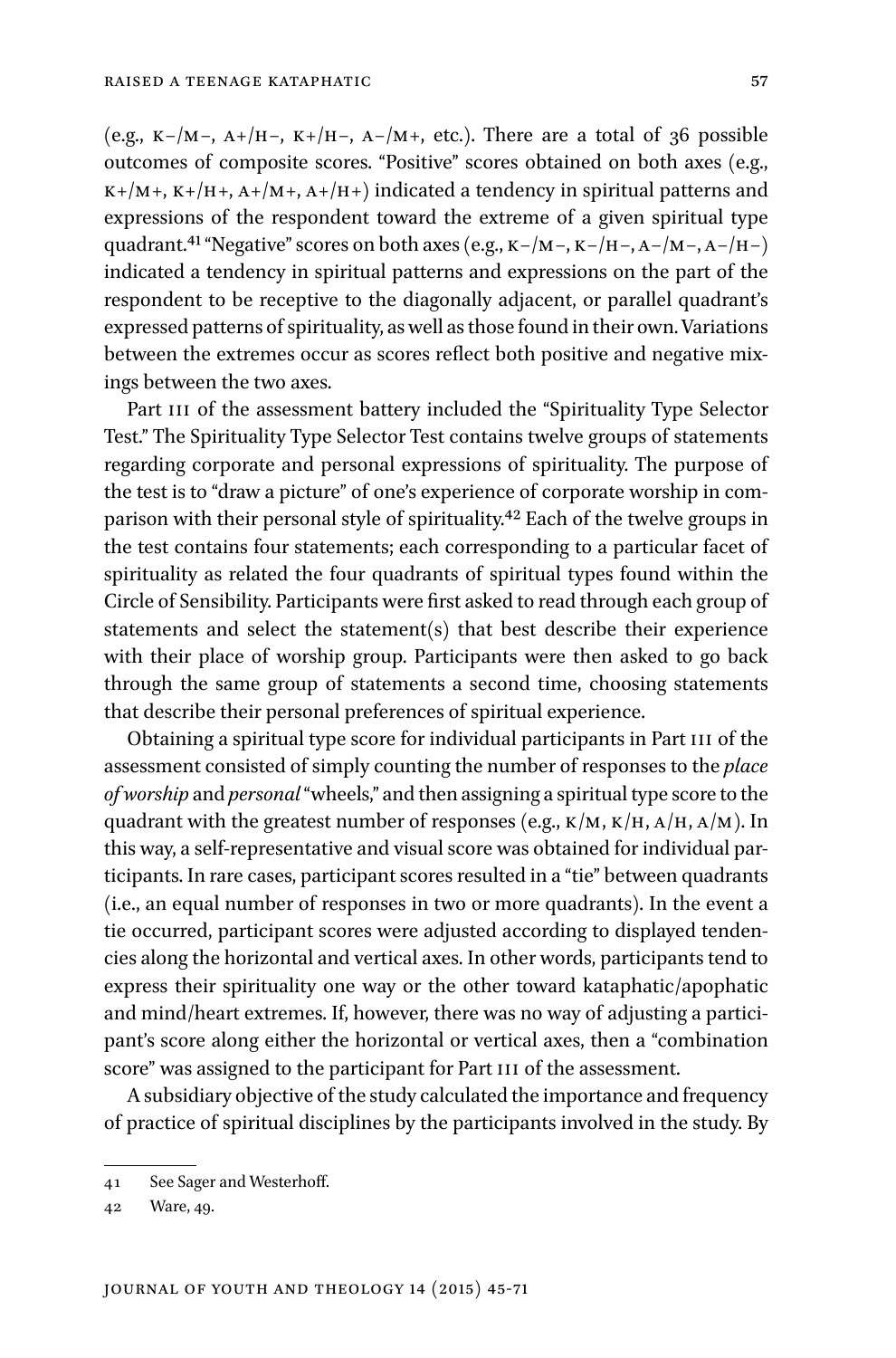(e.g., K–/M–, A+/H–, K+/H–, A–/M+, etc.). There are a total of 36 possible outcomes of composite scores. "Positive" scores obtained on both axes (e.g., K+/M+, K+/H+, A+/M+, A+/H+) indicated a tendency in spiritual patterns and expressions of the respondent toward the extreme of a given spiritual type quadrant.[41] "Negative" scores on both axes (e.g., K–/M–, K–/H–, A–/M–, A–/H–) indicated a tendency in spiritual patterns and expressions on the part of the respondent to be receptive to the diagonally adjacent, or parallel quadrant's expressed patterns of spirituality, as well as those found in their own. Variations between the extremes occur as scores reflect both positive and negative mixings between the two axes.

Part III of the assessment battery included the "Spirituality Type Selector Test." The Spirituality Type Selector Test contains twelve groups of statements regarding corporate and personal expressions of spirituality. The purpose of the test is to "draw a picture" of one's experience of corporate worship in comparison with their personal style of spirituality.[42] Each of the twelve groups in the test contains four statements; each corresponding to a particular facet of spirituality as related the four quadrants of spiritual types found within the Circle of Sensibility. Participants were first asked to read through each group of statements and select the statement(s) that best describe their experience with their place of worship group. Participants were then asked to go back through the same group of statements a second time, choosing statements that describe their personal preferences of spiritual experience.

Obtaining a spiritual type score for individual participants in Part III of the assessment consisted of simply counting the number of responses to the *place of worship* and *personal* "wheels," and then assigning a spiritual type score to the quadrant with the greatest number of responses (e.g., K/M, K/H, A/H, A/M). In this way, a self-representative and visual score was obtained for individual participants. In rare cases, participant scores resulted in a "tie" between quadrants (i.e., an equal number of responses in two or more quadrants). In the event a tie occurred, participant scores were adjusted according to displayed tendencies along the horizontal and vertical axes. In other words, participants tend to express their spirituality one way or the other toward kataphatic/apophatic and mind/heart extremes. If, however, there was no way of adjusting a participant's score along either the horizontal or vertical axes, then a "combination score" was assigned to the participant for Part III of the assessment.

A subsidiary objective of the study calculated the importance and frequency of practice of spiritual disciplines by the participants involved in the study. By

---

41 See Sager and Westerhoff.

42 Ware, 49.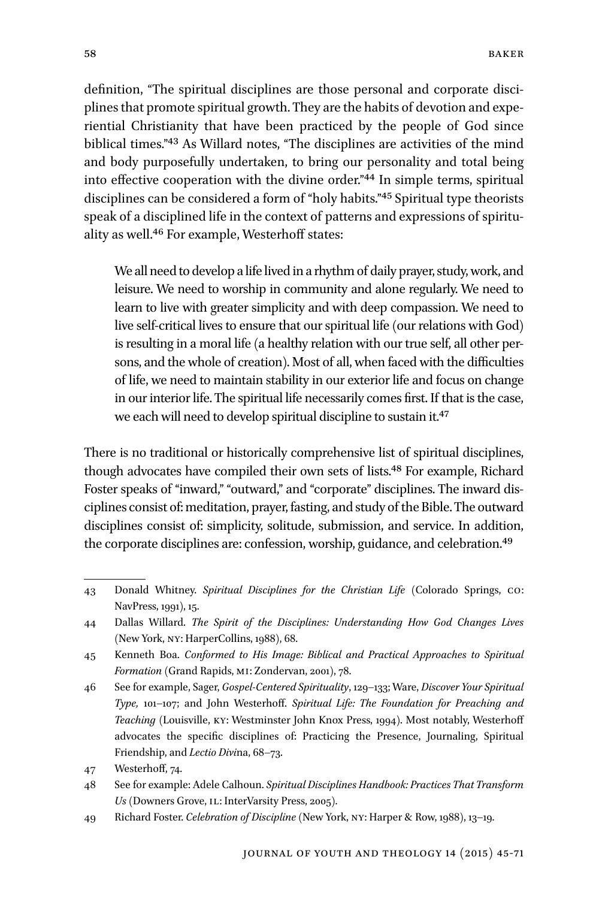definition, "The spiritual disciplines are those personal and corporate disciplines that promote spiritual growth. They are the habits of devotion and experiential Christianity that have been practiced by the people of God since biblical times."[43] As Willard notes, "The disciplines are activities of the mind and body purposefully undertaken, to bring our personality and total being into effective cooperation with the divine order."[44] In simple terms, spiritual disciplines can be considered a form of "holy habits."[45] Spiritual type theorists speak of a disciplined life in the context of patterns and expressions of spirituality as well.[46] For example, Westerhoff states:

> We all need to develop a life lived in a rhythm of daily prayer, study, work, and leisure. We need to worship in community and alone regularly. We need to learn to live with greater simplicity and with deep compassion. We need to live self-critical lives to ensure that our spiritual life (our relations with God) is resulting in a moral life (a healthy relation with our true self, all other persons, and the whole of creation). Most of all, when faced with the difficulties of life, we need to maintain stability in our exterior life and focus on change in our interior life. The spiritual life necessarily comes first. If that is the case, we each will need to develop spiritual discipline to sustain it.[47]

There is no traditional or historically comprehensive list of spiritual disciplines, though advocates have compiled their own sets of lists.[48] For example, Richard Foster speaks of "inward," "outward," and "corporate" disciplines. The inward disciplines consist of: meditation, prayer, fasting, and study of the Bible. The outward disciplines consist of: simplicity, solitude, submission, and service. In addition, the corporate disciplines are: confession, worship, guidance, and celebration.[49]

---

43 Donald Whitney. *Spiritual Disciplines for the Christian Life* (Colorado Springs, CO: NavPress, 1991), 15.

44 Dallas Willard. *The Spirit of the Disciplines: Understanding How God Changes Lives* (New York, NY: HarperCollins, 1988), 68.

45 Kenneth Boa. *Conformed to His Image: Biblical and Practical Approaches to Spiritual Formation* (Grand Rapids, MI: Zondervan, 2001), 78.

46 See for example, Sager, *Gospel-Centered Spirituality*, 129–133; Ware, *Discover Your Spiritual Type,* 101–107; and John Westerhoff. *Spiritual Life: The Foundation for Preaching and Teaching* (Louisville, KY: Westminster John Knox Press, 1994). Most notably, Westerhoff advocates the specific disciplines of: Practicing the Presence, Journaling, Spiritual Friendship, and *Lectio Divi*na, 68–73.

47 Westerhoff, 74.

48 See for example: Adele Calhoun. *Spiritual Disciplines Handbook: Practices That Transform Us* (Downers Grove, IL: InterVarsity Press, 2005).

49 Richard Foster. *Celebration of Discipline* (New York, NY: Harper & Row, 1988), 13–19.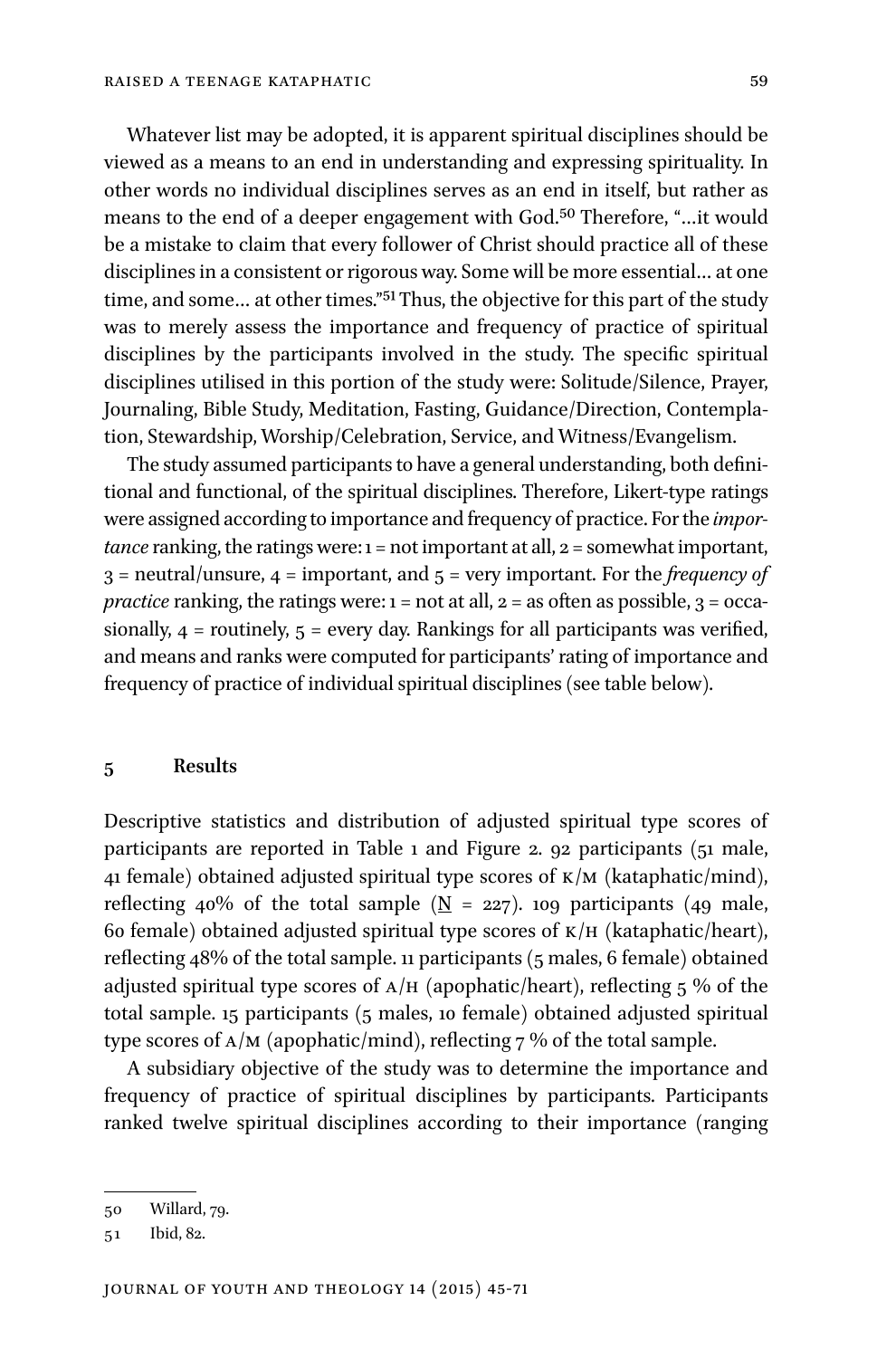Whatever list may be adopted, it is apparent spiritual disciplines should be viewed as a means to an end in understanding and expressing spirituality. In other words no individual disciplines serves as an end in itself, but rather as means to the end of a deeper engagement with God.[50] Therefore, "…it would be a mistake to claim that every follower of Christ should practice all of these disciplines in a consistent or rigorous way. Some will be more essential… at one time, and some… at other times."[51] Thus, the objective for this part of the study was to merely assess the importance and frequency of practice of spiritual disciplines by the participants involved in the study. The specific spiritual disciplines utilised in this portion of the study were: Solitude/Silence, Prayer, Journaling, Bible Study, Meditation, Fasting, Guidance/Direction, Contemplation, Stewardship, Worship/Celebration, Service, and Witness/Evangelism.

The study assumed participants to have a general understanding, both definitional and functional, of the spiritual disciplines. Therefore, Likert-type ratings were assigned according to importance and frequency of practice. For the *importance* ranking, the ratings were: 1 = not important at all, 2 = somewhat important, 3 = neutral/unsure, 4 = important, and 5 = very important. For the *frequency of practice* ranking, the ratings were: 1 = not at all, 2 = as often as possible, 3 = occasionally, 4 = routinely, 5 = every day. Rankings for all participants was verified, and means and ranks were computed for participants' rating of importance and frequency of practice of individual spiritual disciplines (see table below).

## 5 Results

Descriptive statistics and distribution of adjusted spiritual type scores of participants are reported in Table 1 and Figure 2. 92 participants (51 male, 41 female) obtained adjusted spiritual type scores of K/M (kataphatic/mind), reflecting 40% of the total sample ($\underline{N}$ = 227). 109 participants (49 male, 60 female) obtained adjusted spiritual type scores of K/H (kataphatic/heart), reflecting 48% of the total sample. 11 participants (5 males, 6 female) obtained adjusted spiritual type scores of A/H (apophatic/heart), reflecting 5 % of the total sample. 15 participants (5 males, 10 female) obtained adjusted spiritual type scores of A/M (apophatic/mind), reflecting 7 % of the total sample.

A subsidiary objective of the study was to determine the importance and frequency of practice of spiritual disciplines by participants. Participants ranked twelve spiritual disciplines according to their importance (ranging

---

50 Willard, 79.

51 Ibid, 82.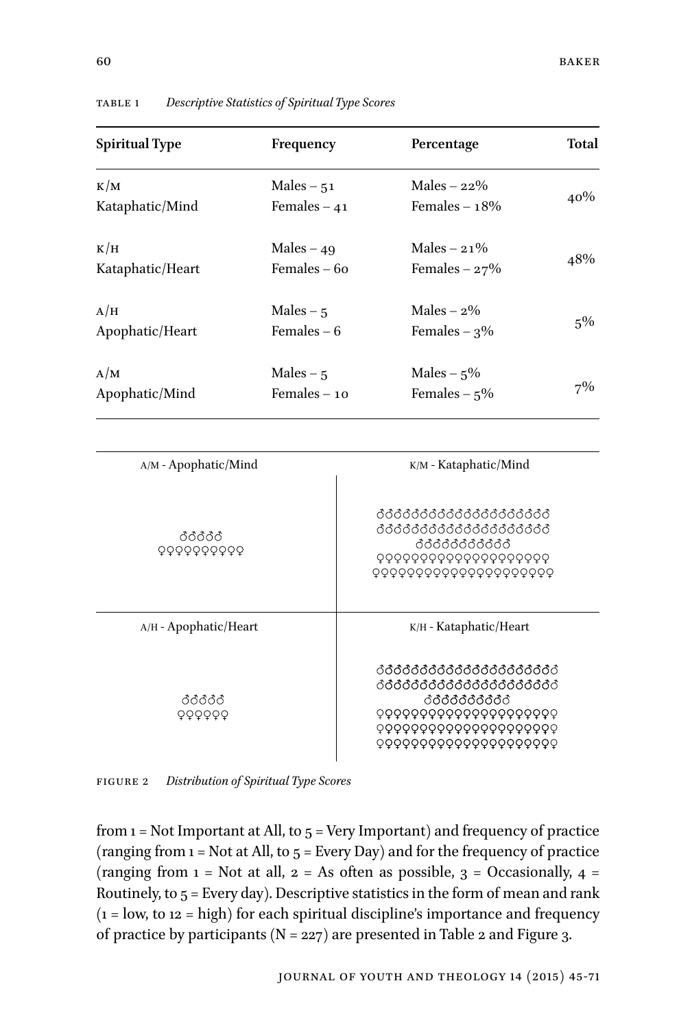TABLE 1 *Descriptive Statistics of Spiritual Type Scores*

| Spiritual Type | Frequency | Percentage | Total |
|---|---|---|---|
| K/M<br>Kataphatic/Mind | Males – 51<br>Females – 41 | Males – 22%<br>Females – 18% | 40% |
| K/H<br>Kataphatic/Heart | Males – 49<br>Females – 60 | Males – 21%<br>Females – 27% | 48% |
| A/H<br>Apophatic/Heart | Males – 5<br>Females – 6 | Males – 2%<br>Females – 3% | 5% |
| A/M<br>Apophatic/Mind | Males – 5<br>Females – 10 | Males – 5%<br>Females – 5% | 7% |

| A/M - Apophatic/Mind | K/M - Kataphatic/Mind |
|---|---|
| ♂♂♂♂♂<br>♀♀♀♀♀♀♀♀♀♀ | ♂♂♂♂♂♂♂♂♂♂♂♂♂♂♂♂♂♂♂♂<br>♂♂♂♂♂♂♂♂♂♂♂♂♂♂♂♂♂♂♂♂<br>♂♂♂♂♂♂♂♂♂♂♂<br>♀♀♀♀♀♀♀♀♀♀♀♀♀♀♀♀♀♀♀♀<br>♀♀♀♀♀♀♀♀♀♀♀♀♀♀♀♀♀♀♀♀♀ |
| **A/H - Apophatic/Heart** | **K/H - Kataphatic/Heart** |
| ♂♂♂♂♂<br>♀♀♀♀♀♀ | ♂♂♂♂♂♂♂♂♂♂♂♂♂♂♂♂♂♂♂<br>♂♂♂♂♂♂♂♂♂♂♂♂♂♂♂♂♂♂♂<br>♂♂♂♂♂♂♂♂♂♂♂<br>♀♀♀♀♀♀♀♀♀♀♀♀♀♀♀♀♀♀♀♀<br>♀♀♀♀♀♀♀♀♀♀♀♀♀♀♀♀♀♀♀♀<br>♀♀♀♀♀♀♀♀♀♀♀♀♀♀♀♀♀♀♀♀ |

FIGURE 2 *Distribution of Spiritual Type Scores*

from 1 = Not Important at All, to 5 = Very Important) and frequency of practice (ranging from 1 = Not at All, to 5 = Every Day) and for the frequency of practice (ranging from 1 = Not at all, 2 = As often as possible, 3 = Occasionally, 4 = Routinely, to 5 = Every day). Descriptive statistics in the form of mean and rank (1 = low, to 12 = high) for each spiritual discipline's importance and frequency of practice by participants (N = 227) are presented in Table 2 and Figure 3.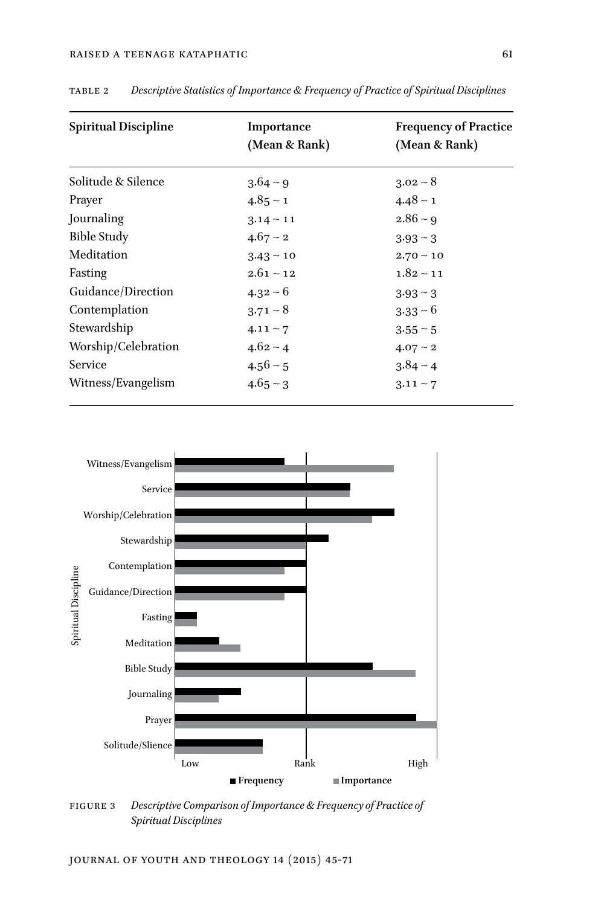TABLE 2 *Descriptive Statistics of Importance & Frequency of Practice of Spiritual Disciplines*

| Spiritual Discipline | Importance (Mean & Rank) | Frequency of Practice (Mean & Rank) |
|---|---|---|
| Solitude & Silence | 3.64 ~ 9 | 3.02 ~ 8 |
| Prayer | 4.85 ~ 1 | 4.48 ~ 1 |
| Journaling | 3.14 ~ 11 | 2.86 ~ 9 |
| Bible Study | 4.67 ~ 2 | 3.93 ~ 3 |
| Meditation | 3.43 ~ 10 | 2.70 ~ 10 |
| Fasting | 2.61 ~ 12 | 1.82 ~ 11 |
| Guidance/Direction | 4.32 ~ 6 | 3.93 ~ 3 |
| Contemplation | 3.71 ~ 8 | 3.33 ~ 6 |
| Stewardship | 4.11 ~ 7 | 3.55 ~ 5 |
| Worship/Celebration | 4.62 ~ 4 | 4.07 ~ 2 |
| Service | 4.56 ~ 5 | 3.84 ~ 4 |
| Witness/Evangelism | 4.65 ~ 3 | 3.11 ~ 7 |

FIGURE 3 *Descriptive Comparison of Importance & Frequency of Practice of Spiritual Disciplines*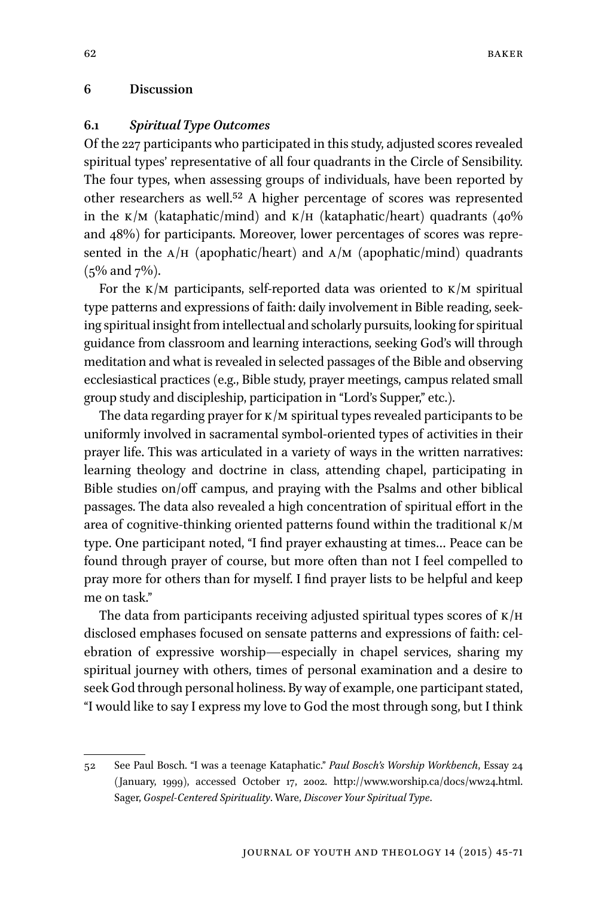## 6 Discussion

### 6.1 *Spiritual Type Outcomes*

Of the 227 participants who participated in this study, adjusted scores revealed spiritual types' representative of all four quadrants in the Circle of Sensibility. The four types, when assessing groups of individuals, have been reported by other researchers as well.[52] A higher percentage of scores was represented in the K/M (kataphatic/mind) and K/H (kataphatic/heart) quadrants (40% and 48%) for participants. Moreover, lower percentages of scores was represented in the A/H (apophatic/heart) and A/M (apophatic/mind) quadrants (5% and 7%).

For the K/M participants, self-reported data was oriented to K/M spiritual type patterns and expressions of faith: daily involvement in Bible reading, seeking spiritual insight from intellectual and scholarly pursuits, looking for spiritual guidance from classroom and learning interactions, seeking God's will through meditation and what is revealed in selected passages of the Bible and observing ecclesiastical practices (e.g., Bible study, prayer meetings, campus related small group study and discipleship, participation in "Lord's Supper," etc.).

The data regarding prayer for K/M spiritual types revealed participants to be uniformly involved in sacramental symbol-oriented types of activities in their prayer life. This was articulated in a variety of ways in the written narratives: learning theology and doctrine in class, attending chapel, participating in Bible studies on/off campus, and praying with the Psalms and other biblical passages. The data also revealed a high concentration of spiritual effort in the area of cognitive-thinking oriented patterns found within the traditional K/M type. One participant noted, "I find prayer exhausting at times… Peace can be found through prayer of course, but more often than not I feel compelled to pray more for others than for myself. I find prayer lists to be helpful and keep me on task."

The data from participants receiving adjusted spiritual types scores of K/H disclosed emphases focused on sensate patterns and expressions of faith: celebration of expressive worship—especially in chapel services, sharing my spiritual journey with others, times of personal examination and a desire to seek God through personal holiness. By way of example, one participant stated, "I would like to say I express my love to God the most through song, but I think

---

52 See Paul Bosch. "I was a teenage Kataphatic." *Paul Bosch's Worship Workbench*, Essay 24 (January, 1999), accessed October 17, 2002. http://www.worship.ca/docs/ww24.html. Sager, *Gospel-Centered Spirituality*. Ware, *Discover Your Spiritual Type*.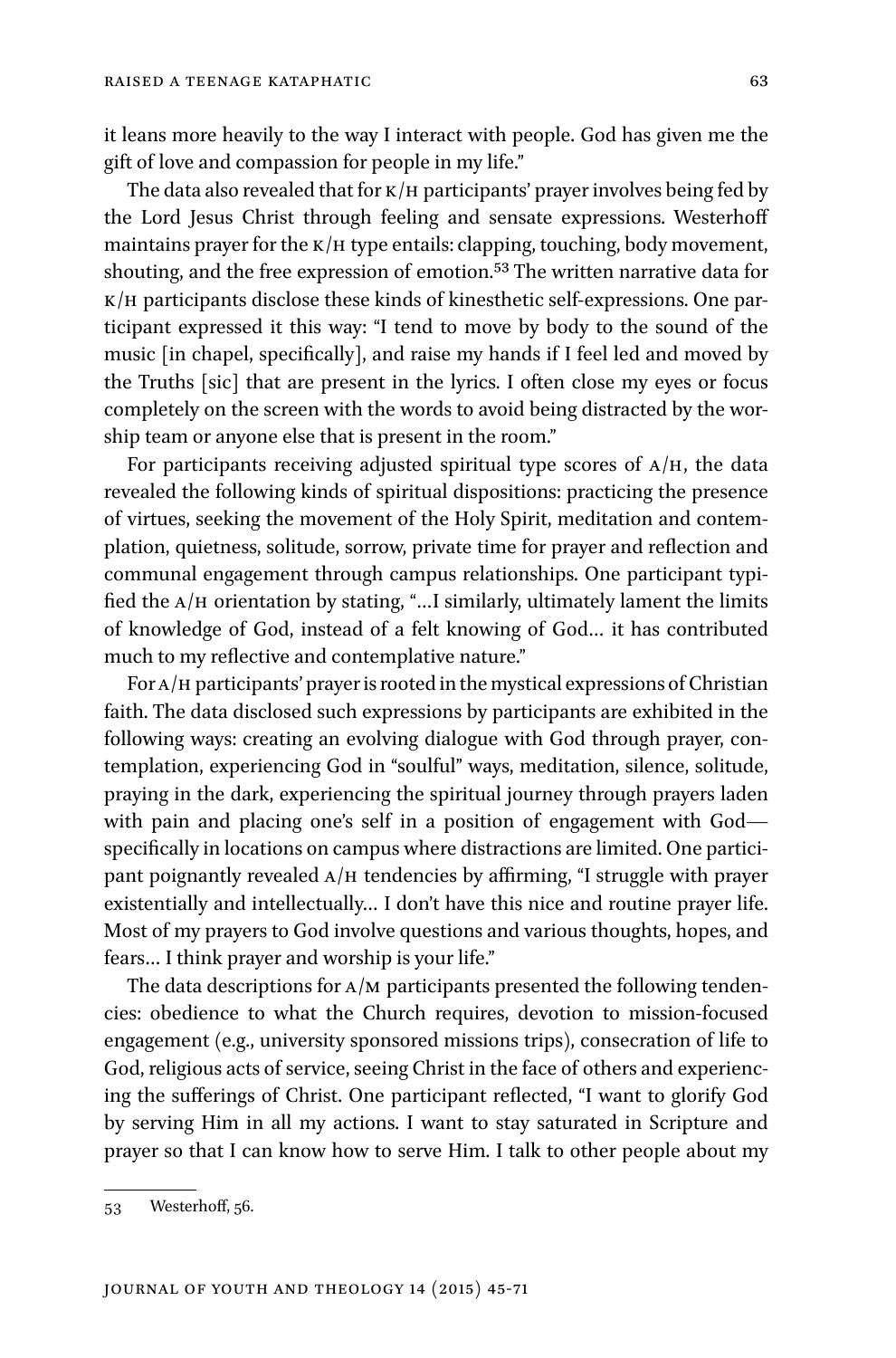it leans more heavily to the way I interact with people. God has given me the gift of love and compassion for people in my life."

The data also revealed that for K/H participants' prayer involves being fed by the Lord Jesus Christ through feeling and sensate expressions. Westerhoff maintains prayer for the K/H type entails: clapping, touching, body movement, shouting, and the free expression of emotion.[53] The written narrative data for K/H participants disclose these kinds of kinesthetic self-expressions. One participant expressed it this way: "I tend to move by body to the sound of the music [in chapel, specifically], and raise my hands if I feel led and moved by the Truths [sic] that are present in the lyrics. I often close my eyes or focus completely on the screen with the words to avoid being distracted by the worship team or anyone else that is present in the room."

For participants receiving adjusted spiritual type scores of A/H, the data revealed the following kinds of spiritual dispositions: practicing the presence of virtues, seeking the movement of the Holy Spirit, meditation and contemplation, quietness, solitude, sorrow, private time for prayer and reflection and communal engagement through campus relationships. One participant typified the A/H orientation by stating, "…I similarly, ultimately lament the limits of knowledge of God, instead of a felt knowing of God… it has contributed much to my reflective and contemplative nature."

For A/H participants' prayer is rooted in the mystical expressions of Christian faith. The data disclosed such expressions by participants are exhibited in the following ways: creating an evolving dialogue with God through prayer, contemplation, experiencing God in "soulful" ways, meditation, silence, solitude, praying in the dark, experiencing the spiritual journey through prayers laden with pain and placing one's self in a position of engagement with God—specifically in locations on campus where distractions are limited. One participant poignantly revealed A/H tendencies by affirming, "I struggle with prayer existentially and intellectually… I don't have this nice and routine prayer life. Most of my prayers to God involve questions and various thoughts, hopes, and fears… I think prayer and worship is your life."

The data descriptions for A/M participants presented the following tendencies: obedience to what the Church requires, devotion to mission-focused engagement (e.g., university sponsored missions trips), consecration of life to God, religious acts of service, seeing Christ in the face of others and experiencing the sufferings of Christ. One participant reflected, "I want to glorify God by serving Him in all my actions. I want to stay saturated in Scripture and prayer so that I can know how to serve Him. I talk to other people about my

---

53 Westerhoff, 56.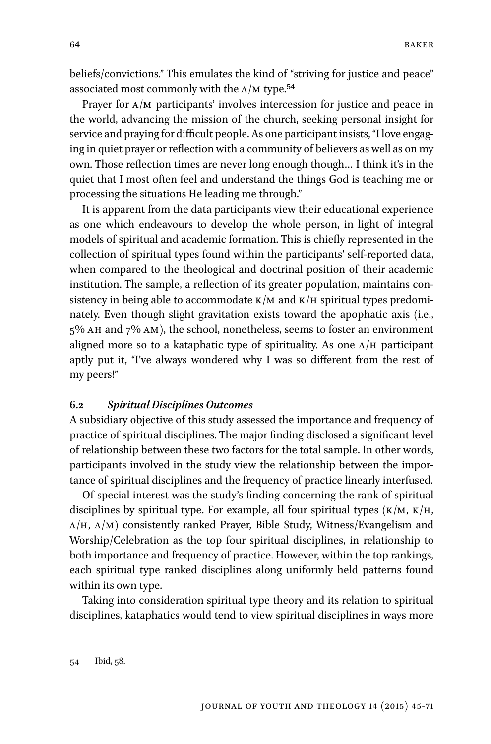beliefs/convictions." This emulates the kind of "striving for justice and peace" associated most commonly with the A/M type.[54]

Prayer for A/M participants' involves intercession for justice and peace in the world, advancing the mission of the church, seeking personal insight for service and praying for difficult people. As one participant insists, "I love engaging in quiet prayer or reflection with a community of believers as well as on my own. Those reflection times are never long enough though… I think it's in the quiet that I most often feel and understand the things God is teaching me or processing the situations He leading me through."

It is apparent from the data participants view their educational experience as one which endeavours to develop the whole person, in light of integral models of spiritual and academic formation. This is chiefly represented in the collection of spiritual types found within the participants' self-reported data, when compared to the theological and doctrinal position of their academic institution. The sample, a reflection of its greater population, maintains consistency in being able to accommodate K/M and K/H spiritual types predominately. Even though slight gravitation exists toward the apophatic axis (i.e., 5% AH and 7% AM), the school, nonetheless, seems to foster an environment aligned more so to a kataphatic type of spirituality. As one A/H participant aptly put it, "I've always wondered why I was so different from the rest of my peers!"

### 6.2 *Spiritual Disciplines Outcomes*

A subsidiary objective of this study assessed the importance and frequency of practice of spiritual disciplines. The major finding disclosed a significant level of relationship between these two factors for the total sample. In other words, participants involved in the study view the relationship between the importance of spiritual disciplines and the frequency of practice linearly interfused.

Of special interest was the study's finding concerning the rank of spiritual disciplines by spiritual type. For example, all four spiritual types (K/M, K/H, A/H, A/M) consistently ranked Prayer, Bible Study, Witness/Evangelism and Worship/Celebration as the top four spiritual disciplines, in relationship to both importance and frequency of practice. However, within the top rankings, each spiritual type ranked disciplines along uniformly held patterns found within its own type.

Taking into consideration spiritual type theory and its relation to spiritual disciplines, kataphatics would tend to view spiritual disciplines in ways more

---

54 Ibid, 58.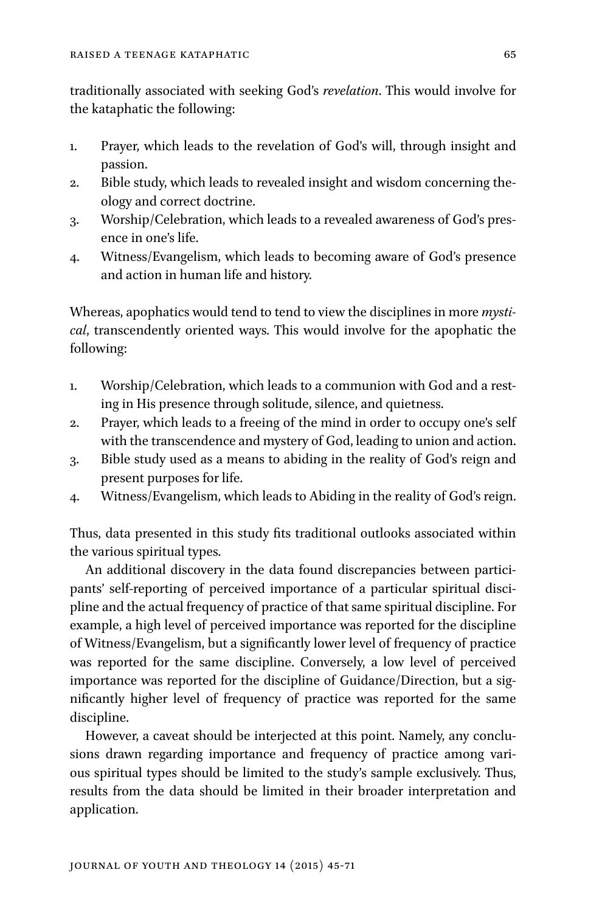traditionally associated with seeking God's *revelation*. This would involve for the kataphatic the following:

1. Prayer, which leads to the revelation of God's will, through insight and passion.
2. Bible study, which leads to revealed insight and wisdom concerning theology and correct doctrine.
3. Worship/Celebration, which leads to a revealed awareness of God's presence in one's life.
4. Witness/Evangelism, which leads to becoming aware of God's presence and action in human life and history.

Whereas, apophatics would tend to tend to view the disciplines in more *mystical*, transcendently oriented ways. This would involve for the apophatic the following:

1. Worship/Celebration, which leads to a communion with God and a resting in His presence through solitude, silence, and quietness.
2. Prayer, which leads to a freeing of the mind in order to occupy one's self with the transcendence and mystery of God, leading to union and action.
3. Bible study used as a means to abiding in the reality of God's reign and present purposes for life.
4. Witness/Evangelism, which leads to Abiding in the reality of God's reign.

Thus, data presented in this study fits traditional outlooks associated within the various spiritual types.

An additional discovery in the data found discrepancies between participants' self-reporting of perceived importance of a particular spiritual discipline and the actual frequency of practice of that same spiritual discipline. For example, a high level of perceived importance was reported for the discipline of Witness/Evangelism, but a significantly lower level of frequency of practice was reported for the same discipline. Conversely, a low level of perceived importance was reported for the discipline of Guidance/Direction, but a significantly higher level of frequency of practice was reported for the same discipline.

However, a caveat should be interjected at this point. Namely, any conclusions drawn regarding importance and frequency of practice among various spiritual types should be limited to the study's sample exclusively. Thus, results from the data should be limited in their broader interpretation and application.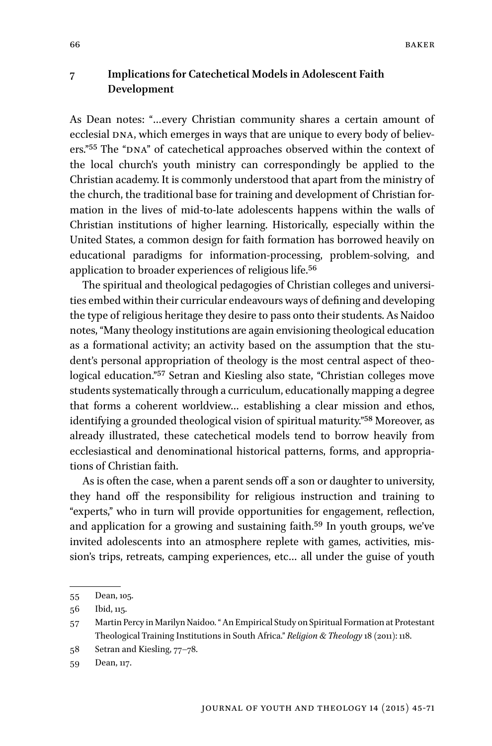## 7 Implications for Catechetical Models in Adolescent Faith Development

As Dean notes: "…every Christian community shares a certain amount of ecclesial DNA, which emerges in ways that are unique to every body of believers."[55] The "DNA" of catechetical approaches observed within the context of the local church's youth ministry can correspondingly be applied to the Christian academy. It is commonly understood that apart from the ministry of the church, the traditional base for training and development of Christian formation in the lives of mid-to-late adolescents happens within the walls of Christian institutions of higher learning. Historically, especially within the United States, a common design for faith formation has borrowed heavily on educational paradigms for information-processing, problem-solving, and application to broader experiences of religious life.[56]

The spiritual and theological pedagogies of Christian colleges and universities embed within their curricular endeavours ways of defining and developing the type of religious heritage they desire to pass onto their students. As Naidoo notes, "Many theology institutions are again envisioning theological education as a formational activity; an activity based on the assumption that the student's personal appropriation of theology is the most central aspect of theological education."[57] Setran and Kiesling also state, "Christian colleges move students systematically through a curriculum, educationally mapping a degree that forms a coherent worldview… establishing a clear mission and ethos, identifying a grounded theological vision of spiritual maturity."[58] Moreover, as already illustrated, these catechetical models tend to borrow heavily from ecclesiastical and denominational historical patterns, forms, and appropriations of Christian faith.

As is often the case, when a parent sends off a son or daughter to university, they hand off the responsibility for religious instruction and training to "experts," who in turn will provide opportunities for engagement, reflection, and application for a growing and sustaining faith.[59] In youth groups, we've invited adolescents into an atmosphere replete with games, activities, mission's trips, retreats, camping experiences, etc… all under the guise of youth

---

55 Dean, 105.

56 Ibid, 115.

57 Martin Percy in Marilyn Naidoo. " An Empirical Study on Spiritual Formation at Protestant Theological Training Institutions in South Africa." *Religion & Theology* 18 (2011): 118.

58 Setran and Kiesling, 77–78.

59 Dean, 117.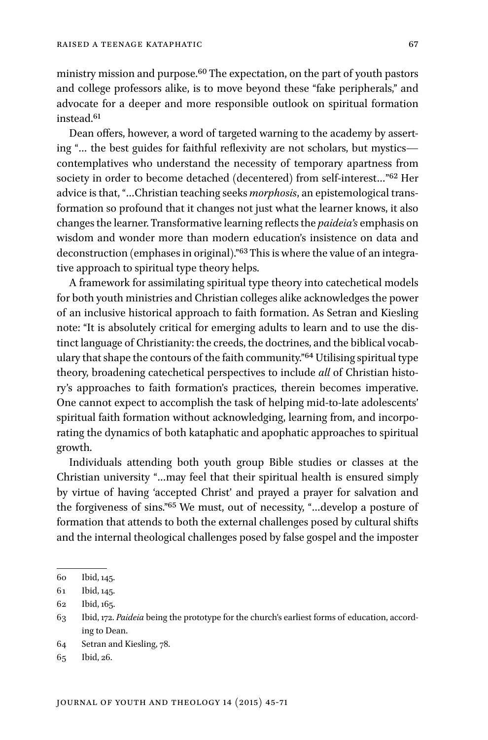ministry mission and purpose.[60] The expectation, on the part of youth pastors and college professors alike, is to move beyond these "fake peripherals," and advocate for a deeper and more responsible outlook on spiritual formation instead.[61]

Dean offers, however, a word of targeted warning to the academy by asserting "… the best guides for faithful reflexivity are not scholars, but mystics—contemplatives who understand the necessity of temporary apartness from society in order to become detached (decentered) from self-interest…"[62] Her advice is that, "…Christian teaching seeks *morphosis*, an epistemological transformation so profound that it changes not just what the learner knows, it also changes the learner. Transformative learning reflects the *paideia's* emphasis on wisdom and wonder more than modern education's insistence on data and deconstruction (emphases in original)."[63] This is where the value of an integrative approach to spiritual type theory helps.

A framework for assimilating spiritual type theory into catechetical models for both youth ministries and Christian colleges alike acknowledges the power of an inclusive historical approach to faith formation. As Setran and Kiesling note: "It is absolutely critical for emerging adults to learn and to use the distinct language of Christianity: the creeds, the doctrines, and the biblical vocabulary that shape the contours of the faith community."[64] Utilising spiritual type theory, broadening catechetical perspectives to include *all* of Christian history's approaches to faith formation's practices, therein becomes imperative. One cannot expect to accomplish the task of helping mid-to-late adolescents' spiritual faith formation without acknowledging, learning from, and incorporating the dynamics of both kataphatic and apophatic approaches to spiritual growth.

Individuals attending both youth group Bible studies or classes at the Christian university "…may feel that their spiritual health is ensured simply by virtue of having 'accepted Christ' and prayed a prayer for salvation and the forgiveness of sins."[65] We must, out of necessity, "…develop a posture of formation that attends to both the external challenges posed by cultural shifts and the internal theological challenges posed by false gospel and the imposter

---

60 Ibid, 145.

61 Ibid, 145.

62 Ibid, 165.

63 Ibid, 172. *Paideia* being the prototype for the church's earliest forms of education, according to Dean.

64 Setran and Kiesling, 78.

65 Ibid, 26.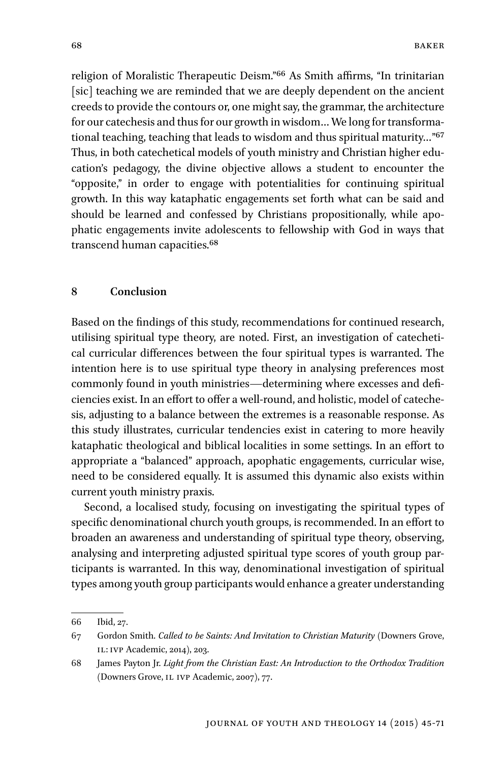religion of Moralistic Therapeutic Deism."[66] As Smith affirms, "In trinitarian [sic] teaching we are reminded that we are deeply dependent on the ancient creeds to provide the contours or, one might say, the grammar, the architecture for our catechesis and thus for our growth in wisdom… We long for transformational teaching, teaching that leads to wisdom and thus spiritual maturity…"[67] Thus, in both catechetical models of youth ministry and Christian higher education's pedagogy, the divine objective allows a student to encounter the "opposite," in order to engage with potentialities for continuing spiritual growth. In this way kataphatic engagements set forth what can be said and should be learned and confessed by Christians propositionally, while apophatic engagements invite adolescents to fellowship with God in ways that transcend human capacities.[68]

## 8 Conclusion

Based on the findings of this study, recommendations for continued research, utilising spiritual type theory, are noted. First, an investigation of catechetical curricular differences between the four spiritual types is warranted. The intention here is to use spiritual type theory in analysing preferences most commonly found in youth ministries—determining where excesses and deficiencies exist. In an effort to offer a well-round, and holistic, model of catechesis, adjusting to a balance between the extremes is a reasonable response. As this study illustrates, curricular tendencies exist in catering to more heavily kataphatic theological and biblical localities in some settings. In an effort to appropriate a "balanced" approach, apophatic engagements, curricular wise, need to be considered equally. It is assumed this dynamic also exists within current youth ministry praxis.

Second, a localised study, focusing on investigating the spiritual types of specific denominational church youth groups, is recommended. In an effort to broaden an awareness and understanding of spiritual type theory, observing, analysing and interpreting adjusted spiritual type scores of youth group participants is warranted. In this way, denominational investigation of spiritual types among youth group participants would enhance a greater understanding

---

66 Ibid, 27.

67 Gordon Smith. *Called to be Saints: And Invitation to Christian Maturity* (Downers Grove, IL: IVP Academic, 2014), 203.

68 James Payton Jr. *Light from the Christian East: An Introduction to the Orthodox Tradition* (Downers Grove, IL IVP Academic, 2007), 77.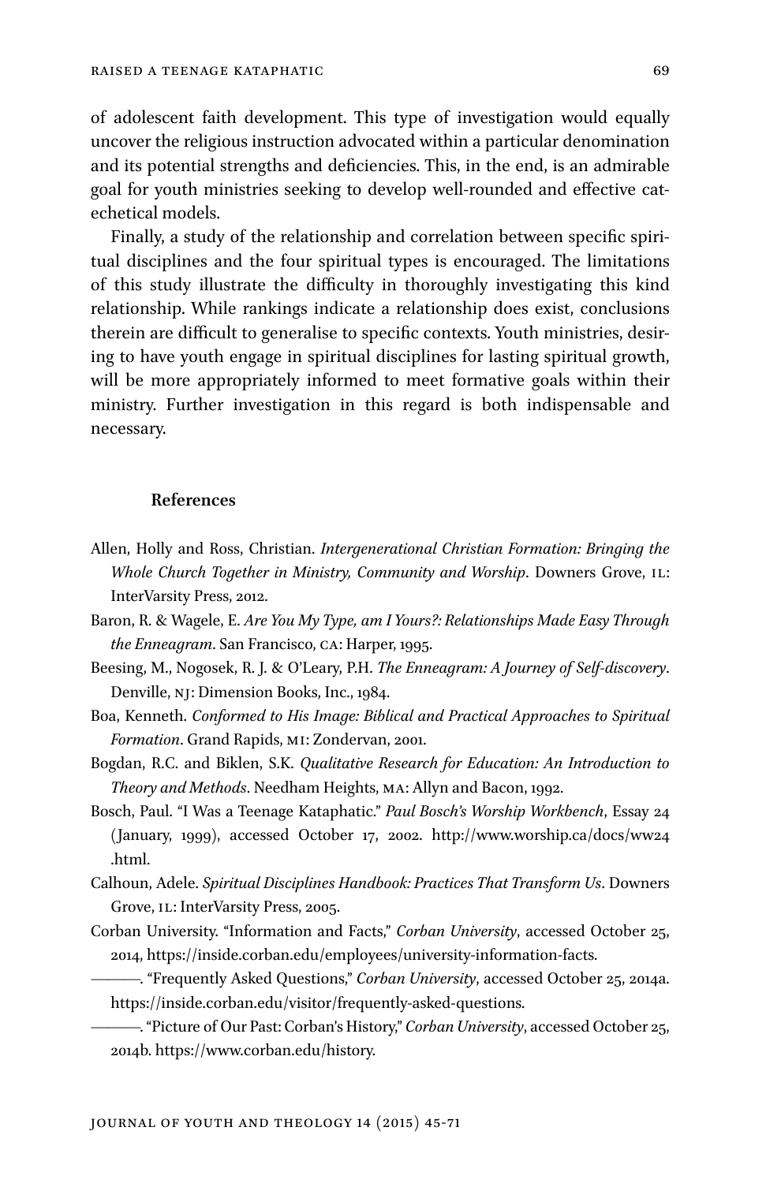of adolescent faith development. This type of investigation would equally uncover the religious instruction advocated within a particular denomination and its potential strengths and deficiencies. This, in the end, is an admirable goal for youth ministries seeking to develop well-rounded and effective catechetical models.

Finally, a study of the relationship and correlation between specific spiritual disciplines and the four spiritual types is encouraged. The limitations of this study illustrate the difficulty in thoroughly investigating this kind relationship. While rankings indicate a relationship does exist, conclusions therein are difficult to generalise to specific contexts. Youth ministries, desiring to have youth engage in spiritual disciplines for lasting spiritual growth, will be more appropriately informed to meet formative goals within their ministry. Further investigation in this regard is both indispensable and necessary.

**References**

Allen, Holly and Ross, Christian. *Intergenerational Christian Formation: Bringing the Whole Church Together in Ministry, Community and Worship*. Downers Grove, IL: InterVarsity Press, 2012.

Baron, R. & Wagele, E. *Are You My Type, am I Yours?: Relationships Made Easy Through the Enneagram*. San Francisco, CA: Harper, 1995.

Beesing, M., Nogosek, R. J. & O'Leary, P.H. *The Enneagram: A Journey of Self-discovery*. Denville, NJ: Dimension Books, Inc., 1984.

Boa, Kenneth. *Conformed to His Image: Biblical and Practical Approaches to Spiritual Formation*. Grand Rapids, MI: Zondervan, 2001.

Bogdan, R.C. and Biklen, S.K. *Qualitative Research for Education: An Introduction to Theory and Methods*. Needham Heights, MA: Allyn and Bacon, 1992.

Bosch, Paul. "I Was a Teenage Kataphatic." *Paul Bosch's Worship Workbench*, Essay 24 (January, 1999), accessed October 17, 2002. http://www.worship.ca/docs/ww24.html.

Calhoun, Adele. *Spiritual Disciplines Handbook: Practices That Transform Us*. Downers Grove, IL: InterVarsity Press, 2005.

Corban University. "Information and Facts," *Corban University*, accessed October 25, 2014, https://inside.corban.edu/employees/university-information-facts.

———. "Frequently Asked Questions," *Corban University*, accessed October 25, 2014a. https://inside.corban.edu/visitor/frequently-asked-questions.

———. "Picture of Our Past: Corban's History," *Corban University*, accessed October 25, 2014b. https://www.corban.edu/history.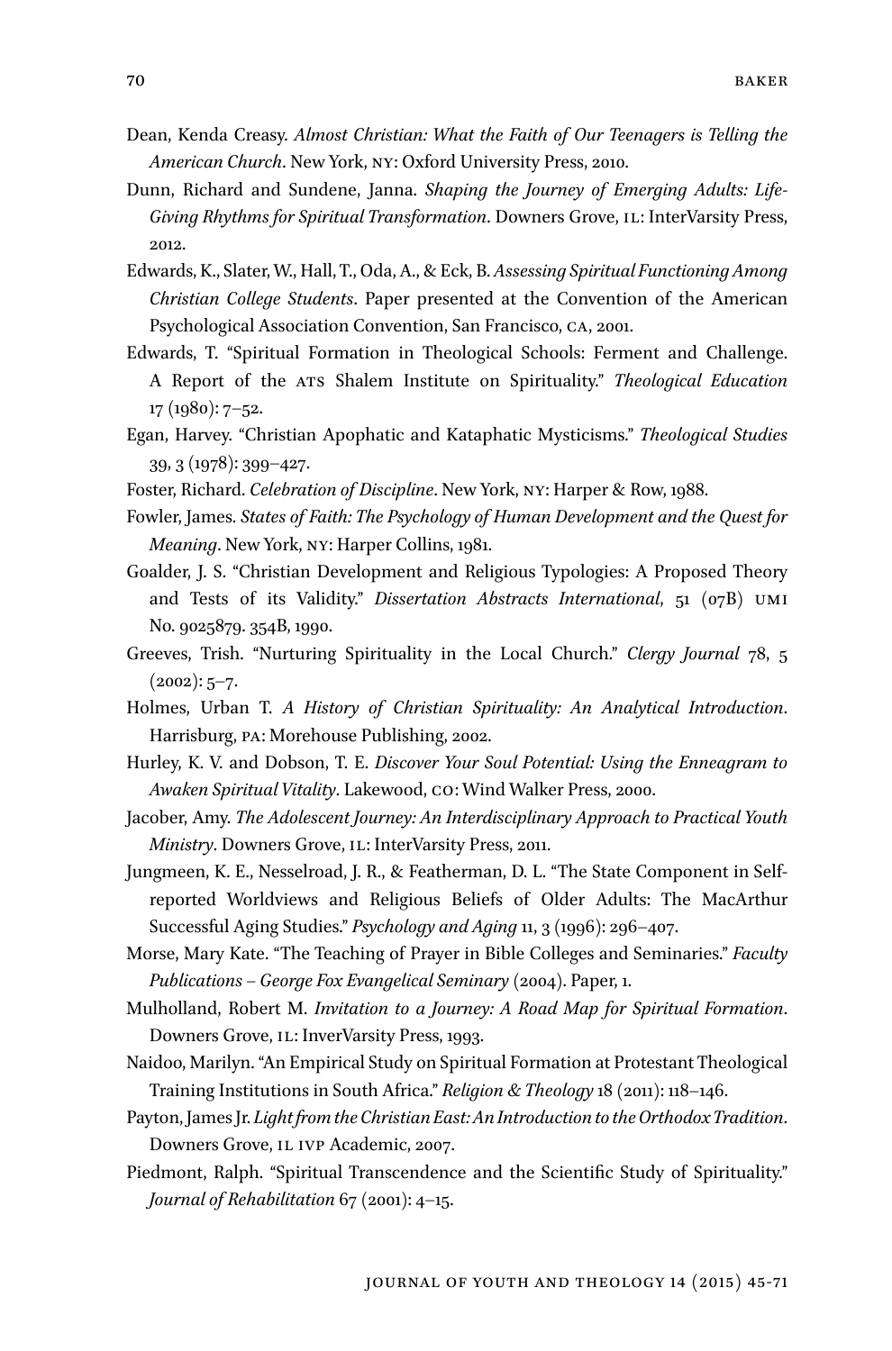Dean, Kenda Creasy. *Almost Christian: What the Faith of Our Teenagers is Telling the American Church*. New York, NY: Oxford University Press, 2010.

Dunn, Richard and Sundene, Janna. *Shaping the Journey of Emerging Adults: Life-Giving Rhythms for Spiritual Transformation*. Downers Grove, IL: InterVarsity Press, 2012.

Edwards, K., Slater, W., Hall, T., Oda, A., & Eck, B. *Assessing Spiritual Functioning Among Christian College Students*. Paper presented at the Convention of the American Psychological Association Convention, San Francisco, CA, 2001.

Edwards, T. "Spiritual Formation in Theological Schools: Ferment and Challenge. A Report of the ATS Shalem Institute on Spirituality." *Theological Education* 17 (1980): 7–52.

Egan, Harvey. "Christian Apophatic and Kataphatic Mysticisms." *Theological Studies* 39, 3 (1978): 399–427.

Foster, Richard. *Celebration of Discipline*. New York, NY: Harper & Row, 1988.

Fowler, James. *States of Faith: The Psychology of Human Development and the Quest for Meaning*. New York, NY: Harper Collins, 1981.

Goalder, J. S. "Christian Development and Religious Typologies: A Proposed Theory and Tests of its Validity." *Dissertation Abstracts International*, 51 (07B) UMI No. 9025879. 354B, 1990.

Greeves, Trish. "Nurturing Spirituality in the Local Church." *Clergy Journal* 78, 5 (2002): 5–7.

Holmes, Urban T. *A History of Christian Spirituality: An Analytical Introduction*. Harrisburg, PA: Morehouse Publishing, 2002.

Hurley, K. V. and Dobson, T. E. *Discover Your Soul Potential: Using the Enneagram to Awaken Spiritual Vitality*. Lakewood, CO: Wind Walker Press, 2000.

Jacober, Amy. *The Adolescent Journey: An Interdisciplinary Approach to Practical Youth Ministry*. Downers Grove, IL: InterVarsity Press, 2011.

Jungmeen, K. E., Nesselroad, J. R., & Featherman, D. L. "The State Component in Self-reported Worldviews and Religious Beliefs of Older Adults: The MacArthur Successful Aging Studies." *Psychology and Aging* 11, 3 (1996): 296–407.

Morse, Mary Kate. "The Teaching of Prayer in Bible Colleges and Seminaries." *Faculty Publications – George Fox Evangelical Seminary* (2004). Paper, 1.

Mulholland, Robert M. *Invitation to a Journey: A Road Map for Spiritual Formation*. Downers Grove, IL: InverVarsity Press, 1993.

Naidoo, Marilyn. "An Empirical Study on Spiritual Formation at Protestant Theological Training Institutions in South Africa." *Religion & Theology* 18 (2011): 118–146.

Payton, James Jr. *Light from the Christian East: An Introduction to the Orthodox Tradition*. Downers Grove, IL IVP Academic, 2007.

Piedmont, Ralph. "Spiritual Transcendence and the Scientific Study of Spirituality." *Journal of Rehabilitation* 67 (2001): 4–15.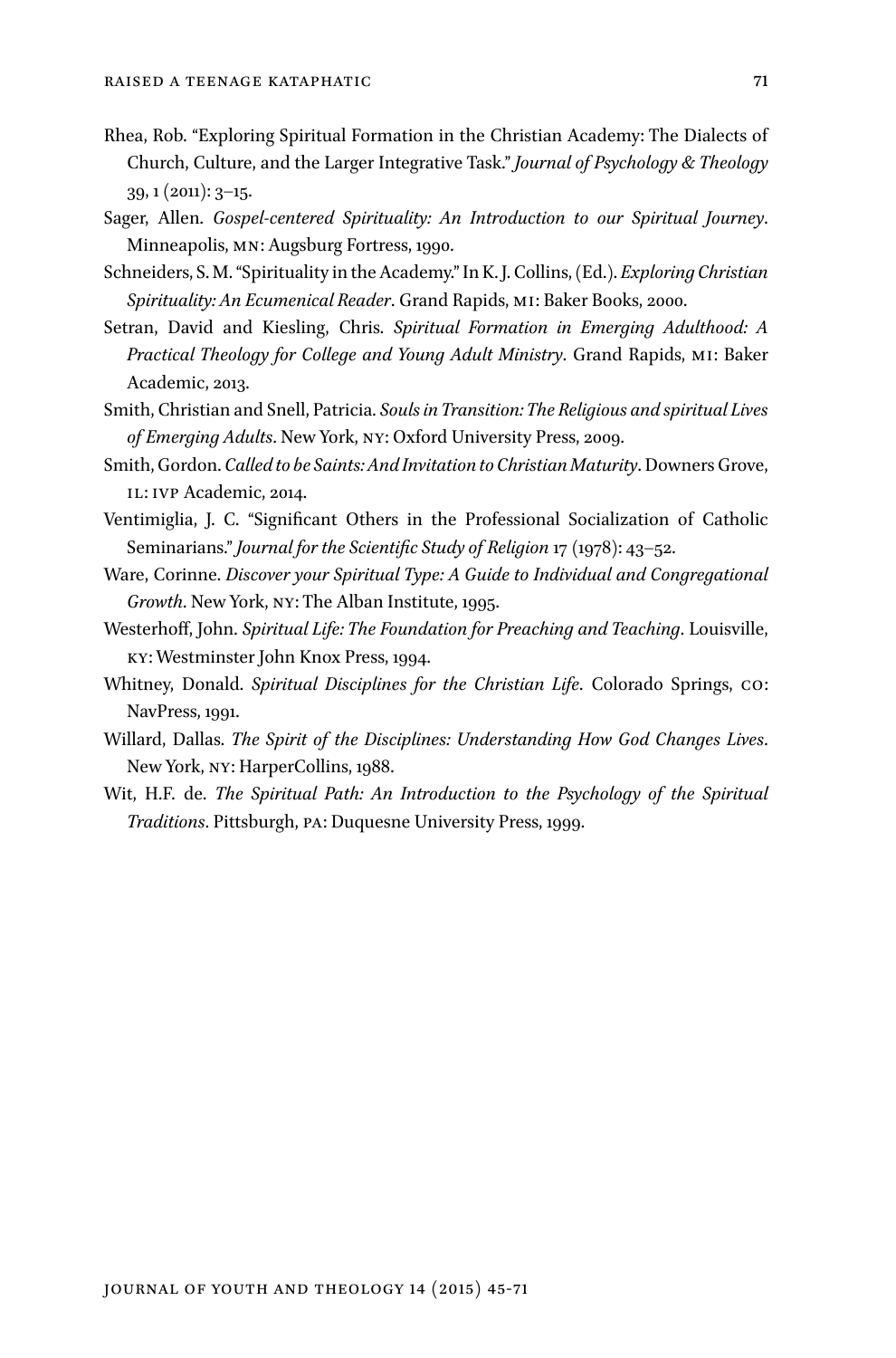Rhea, Rob. "Exploring Spiritual Formation in the Christian Academy: The Dialects of Church, Culture, and the Larger Integrative Task." *Journal of Psychology & Theology* 39, 1 (2011): 3–15.

Sager, Allen. *Gospel-centered Spirituality: An Introduction to our Spiritual Journey*. Minneapolis, MN: Augsburg Fortress, 1990.

Schneiders, S. M. "Spirituality in the Academy." In K. J. Collins, (Ed.). *Exploring Christian Spirituality: An Ecumenical Reader*. Grand Rapids, MI: Baker Books, 2000.

Setran, David and Kiesling, Chris. *Spiritual Formation in Emerging Adulthood: A Practical Theology for College and Young Adult Ministry*. Grand Rapids, MI: Baker Academic, 2013.

Smith, Christian and Snell, Patricia. *Souls in Transition: The Religious and spiritual Lives of Emerging Adults*. New York, NY: Oxford University Press, 2009.

Smith, Gordon. *Called to be Saints: And Invitation to Christian Maturity*. Downers Grove, IL: IVP Academic, 2014.

Ventimiglia, J. C. "Significant Others in the Professional Socialization of Catholic Seminarians." *Journal for the Scientific Study of Religion* 17 (1978): 43–52.

Ware, Corinne. *Discover your Spiritual Type: A Guide to Individual and Congregational Growth*. New York, NY: The Alban Institute, 1995.

Westerhoff, John. *Spiritual Life: The Foundation for Preaching and Teaching*. Louisville, KY: Westminster John Knox Press, 1994.

Whitney, Donald. *Spiritual Disciplines for the Christian Life*. Colorado Springs, CO: NavPress, 1991.

Willard, Dallas. *The Spirit of the Disciplines: Understanding How God Changes Lives*. New York, NY: HarperCollins, 1988.

Wit, H.F. de. *The Spiritual Path: An Introduction to the Psychology of the Spiritual Traditions*. Pittsburgh, PA: Duquesne University Press, 1999.